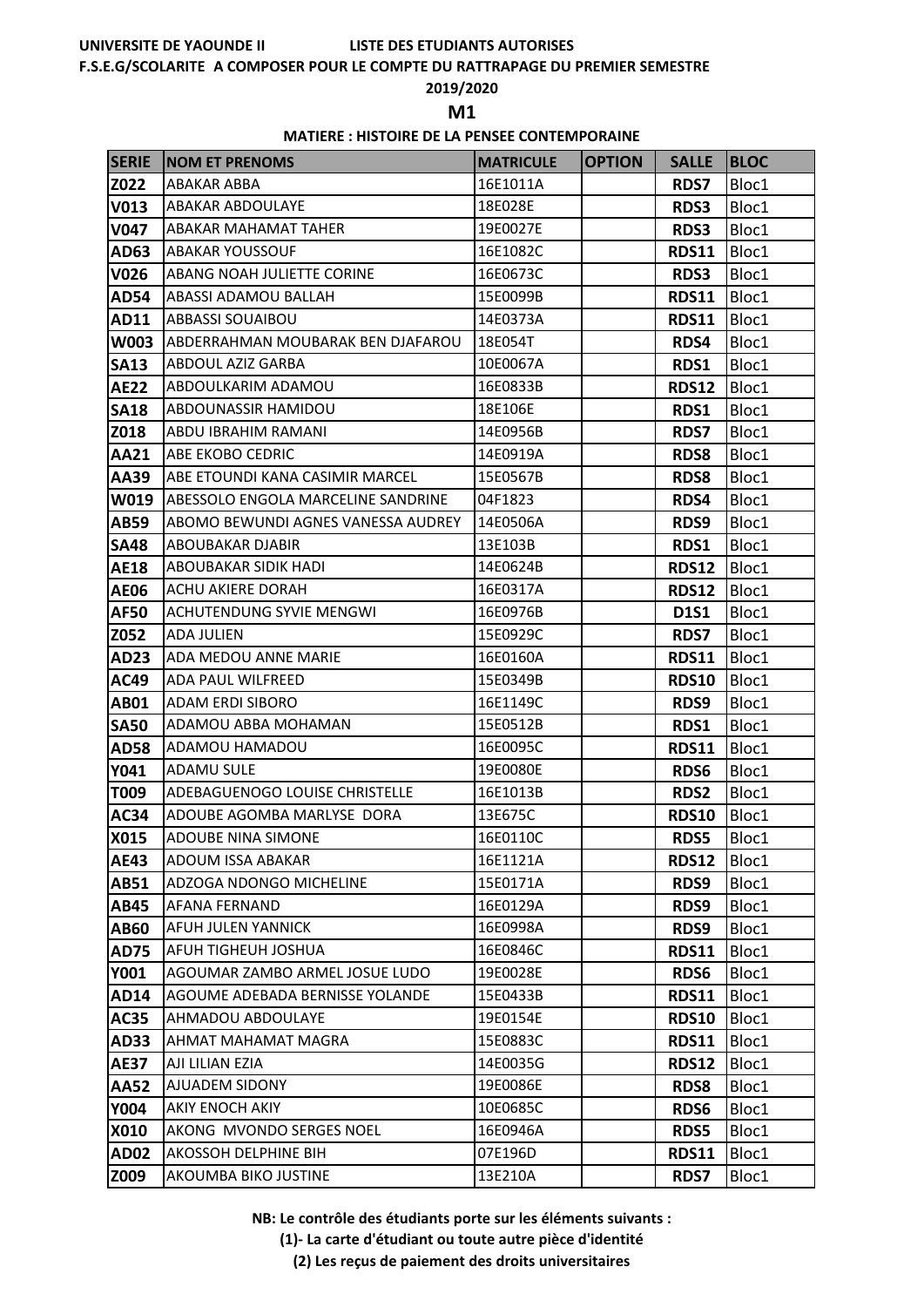UNIVERSITE DE YAOUNDE II LISTE DES ETUDIANTS AUTORISES

F.S.E.G/SCOLARITE A COMPOSER POUR LE COMPTE DU RATTRAPAGE DU PREMIER SEMESTRE

2019/2020

## M1

**MATIERE : HISTOIRE DE LA PENSEE CONTEMPORAINE**

| SERIE | NOM ET PRENOMS | MATRICULE | OPTION | SALLE | BLOC |
|---|---|---|---|---|---|
| Z022 | ABAKAR ABBA | 16E1011A | | RDS7 | Bloc1 |
| V013 | ABAKAR ABDOULAYE | 18E028E | | RDS3 | Bloc1 |
| V047 | ABAKAR MAHAMAT TAHER | 19E0027E | | RDS3 | Bloc1 |
| AD63 | ABAKAR YOUSSOUF | 16E1082C | | RDS11 | Bloc1 |
| V026 | ABANG NOAH JULIETTE CORINE | 16E0673C | | RDS3 | Bloc1 |
| AD54 | ABASSI ADAMOU BALLAH | 15E0099B | | RDS11 | Bloc1 |
| AD11 | ABBASSI SOUAIBOU | 14E0373A | | RDS11 | Bloc1 |
| W003 | ABDERRAHMAN MOUBARAK BEN DJAFAROU | 18E054T | | RDS4 | Bloc1 |
| SA13 | ABDOUL AZIZ GARBA | 10E0067A | | RDS1 | Bloc1 |
| AE22 | ABDOULKARIM ADAMOU | 16E0833B | | RDS12 | Bloc1 |
| SA18 | ABDOUNASSIR HAMIDOU | 18E106E | | RDS1 | Bloc1 |
| Z018 | ABDU IBRAHIM RAMANI | 14E0956B | | RDS7 | Bloc1 |
| AA21 | ABE EKOBO CEDRIC | 14E0919A | | RDS8 | Bloc1 |
| AA39 | ABE ETOUNDI KANA CASIMIR MARCEL | 15E0567B | | RDS8 | Bloc1 |
| W019 | ABESSOLO ENGOLA MARCELINE SANDRINE | 04F1823 | | RDS4 | Bloc1 |
| AB59 | ABOMO BEWUNDI AGNES VANESSA AUDREY | 14E0506A | | RDS9 | Bloc1 |
| SA48 | ABOUBAKAR DJABIR | 13E103B | | RDS1 | Bloc1 |
| AE18 | ABOUBAKAR SIDIK HADI | 14E0624B | | RDS12 | Bloc1 |
| AE06 | ACHU AKIERE DORAH | 16E0317A | | RDS12 | Bloc1 |
| AF50 | ACHUTENDUNG SYVIE MENGWI | 16E0976B | | D1S1 | Bloc1 |
| Z052 | ADA JULIEN | 15E0929C | | RDS7 | Bloc1 |
| AD23 | ADA MEDOU ANNE MARIE | 16E0160A | | RDS11 | Bloc1 |
| AC49 | ADA PAUL WILFREED | 15E0349B | | RDS10 | Bloc1 |
| AB01 | ADAM ERDI SIBORO | 16E1149C | | RDS9 | Bloc1 |
| SA50 | ADAMOU ABBA MOHAMAN | 15E0512B | | RDS1 | Bloc1 |
| AD58 | ADAMOU HAMADOU | 16E0095C | | RDS11 | Bloc1 |
| Y041 | ADAMU SULE | 19E0080E | | RDS6 | Bloc1 |
| T009 | ADEBAGUENOGO LOUISE CHRISTELLE | 16E1013B | | RDS2 | Bloc1 |
| AC34 | ADOUBE AGOMBA MARLYSE DORA | 13E675C | | RDS10 | Bloc1 |
| X015 | ADOUBE NINA SIMONE | 16E0110C | | RDS5 | Bloc1 |
| AE43 | ADOUM ISSA ABAKAR | 16E1121A | | RDS12 | Bloc1 |
| AB51 | ADZOGA NDONGO MICHELINE | 15E0171A | | RDS9 | Bloc1 |
| AB45 | AFANA FERNAND | 16E0129A | | RDS9 | Bloc1 |
| AB60 | AFUH JULEN YANNICK | 16E0998A | | RDS9 | Bloc1 |
| AD75 | AFUH TIGHEUH JOSHUA | 16E0846C | | RDS11 | Bloc1 |
| Y001 | AGOUMAR ZAMBO ARMEL JOSUE LUDO | 19E0028E | | RDS6 | Bloc1 |
| AD14 | AGOUME ADEBADA BERNISSE YOLANDE | 15E0433B | | RDS11 | Bloc1 |
| AC35 | AHMADOU ABDOULAYE | 19E0154E | | RDS10 | Bloc1 |
| AD33 | AHMAT MAHAMAT MAGRA | 15E0883C | | RDS11 | Bloc1 |
| AE37 | AJI LILIAN EZIA | 14E0035G | | RDS12 | Bloc1 |
| AA52 | AJUADEM SIDONY | 19E0086E | | RDS8 | Bloc1 |
| Y004 | AKIY ENOCH AKIY | 10E0685C | | RDS6 | Bloc1 |
| X010 | AKONG MVONDO SERGES NOEL | 16E0946A | | RDS5 | Bloc1 |
| AD02 | AKOSSOH DELPHINE BIH | 07E196D | | RDS11 | Bloc1 |
| Z009 | AKOUMBA BIKO JUSTINE | 13E210A | | RDS7 | Bloc1 |

**NB: Le contrôle des étudiants porte sur les éléments suivants :**

**(1)- La carte d'étudiant ou toute autre pièce d'identité**

**(2) Les reçus de paiement des droits universitaires**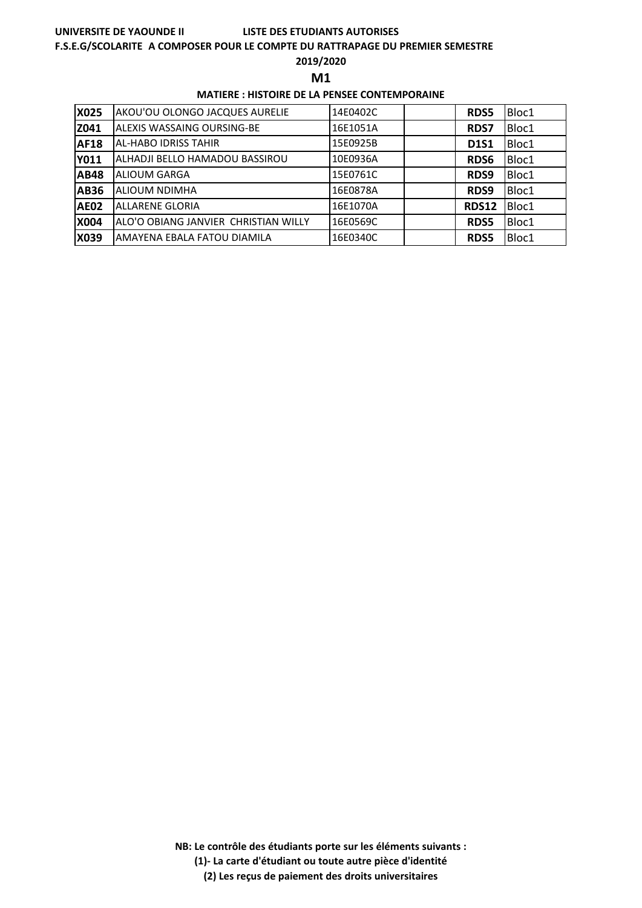UNIVERSITE DE YAOUNDE II LISTE DES ETUDIANTS AUTORISES

F.S.E.G/SCOLARITE A COMPOSER POUR LE COMPTE DU RATTRAPAGE DU PREMIER SEMESTRE

2019/2020

## M1

### MATIERE : HISTOIRE DE LA PENSEE CONTEMPORAINE

| | | | | | |
|---|---|---|---|---|---|
| **X025** | AKOU'OU OLONGO JACQUES AURELIE | 14E0402C | | **RDS5** | Bloc1 |
| **Z041** | ALEXIS WASSAING OURSING-BE | 16E1051A | | **RDS7** | Bloc1 |
| **AF18** | AL-HABO IDRISS TAHIR | 15E0925B | | **D1S1** | Bloc1 |
| **Y011** | ALHADJI BELLO HAMADOU BASSIROU | 10E0936A | | **RDS6** | Bloc1 |
| **AB48** | ALIOUM GARGA | 15E0761C | | **RDS9** | Bloc1 |
| **AB36** | ALIOUM NDIMHA | 16E0878A | | **RDS9** | Bloc1 |
| **AE02** | ALLARENE GLORIA | 16E1070A | | **RDS12** | Bloc1 |
| **X004** | ALO'O OBIANG JANVIER CHRISTIAN WILLY | 16E0569C | | **RDS5** | Bloc1 |
| **X039** | AMAYENA EBALA FATOU DIAMILA | 16E0340C | | **RDS5** | Bloc1 |

**NB: Le contrôle des étudiants porte sur les éléments suivants :**

**(1)- La carte d'étudiant ou toute autre pièce d'identité**

**(2) Les reçus de paiement des droits universitaires**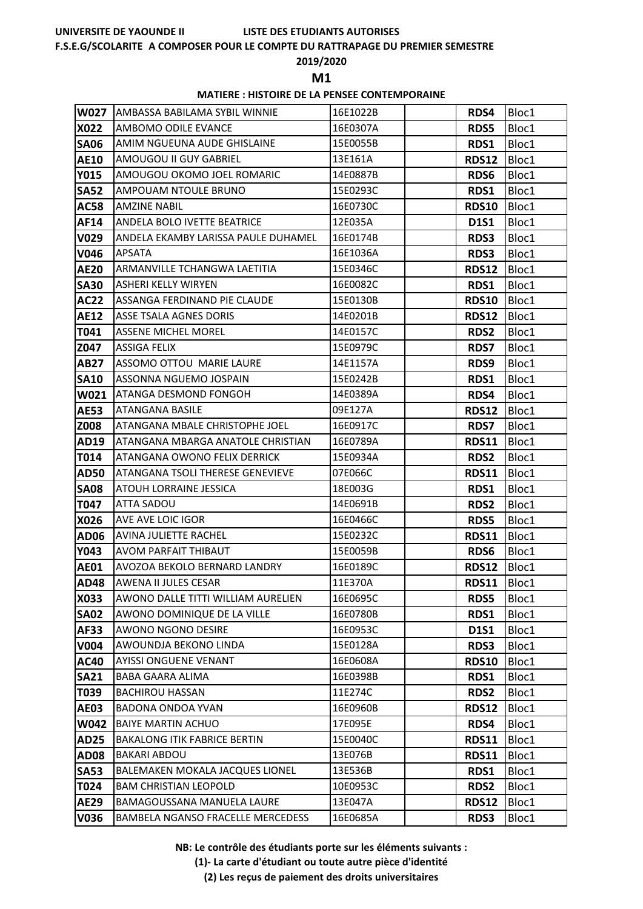**UNIVERSITE DE YAOUNDE II** **LISTE DES ETUDIANTS AUTORISES**

**F.S.E.G/SCOLARITE A COMPOSER POUR LE COMPTE DU RATTRAPAGE DU PREMIER SEMESTRE**

**2019/2020**

## M1

**MATIERE : HISTOIRE DE LA PENSEE CONTEMPORAINE**

| | | | | | |
|---|---|---|---|---|---|
| **W027** | AMBASSA BABILAMA SYBIL WINNIE | 16E1022B | | **RDS4** | Bloc1 |
| **X022** | AMBOMO ODILE EVANCE | 16E0307A | | **RDS5** | Bloc1 |
| **SA06** | AMIM NGUEUNA AUDE GHISLAINE | 15E0055B | | **RDS1** | Bloc1 |
| **AE10** | AMOUGOU II GUY GABRIEL | 13E161A | | **RDS12** | Bloc1 |
| **Y015** | AMOUGOU OKOMO JOEL ROMARIC | 14E0887B | | **RDS6** | Bloc1 |
| **SA52** | AMPOUAM NTOULE BRUNO | 15E0293C | | **RDS1** | Bloc1 |
| **AC58** | AMZINE NABIL | 16E0730C | | **RDS10** | Bloc1 |
| **AF14** | ANDELA BOLO IVETTE BEATRICE | 12E035A | | **D1S1** | Bloc1 |
| **V029** | ANDELA EKAMBY LARISSA PAULE DUHAMEL | 16E0174B | | **RDS3** | Bloc1 |
| **V046** | APSATA | 16E1036A | | **RDS3** | Bloc1 |
| **AE20** | ARMANVILLE TCHANGWA LAETITIA | 15E0346C | | **RDS12** | Bloc1 |
| **SA30** | ASHERI KELLY WIRYEN | 16E0082C | | **RDS1** | Bloc1 |
| **AC22** | ASSANGA FERDINAND PIE CLAUDE | 15E0130B | | **RDS10** | Bloc1 |
| **AE12** | ASSE TSALA AGNES DORIS | 14E0201B | | **RDS12** | Bloc1 |
| **T041** | ASSENE MICHEL MOREL | 14E0157C | | **RDS2** | Bloc1 |
| **Z047** | ASSIGA FELIX | 15E0979C | | **RDS7** | Bloc1 |
| **AB27** | ASSOMO OTTOU MARIE LAURE | 14E1157A | | **RDS9** | Bloc1 |
| **SA10** | ASSONNA NGUEMO JOSPAIN | 15E0242B | | **RDS1** | Bloc1 |
| **W021** | ATANGA DESMOND FONGOH | 14E0389A | | **RDS4** | Bloc1 |
| **AE53** | ATANGANA BASILE | 09E127A | | **RDS12** | Bloc1 |
| **Z008** | ATANGANA MBALE CHRISTOPHE JOEL | 16E0917C | | **RDS7** | Bloc1 |
| **AD19** | ATANGANA MBARGA ANATOLE CHRISTIAN | 16E0789A | | **RDS11** | Bloc1 |
| **T014** | ATANGANA OWONO FELIX DERRICK | 15E0934A | | **RDS2** | Bloc1 |
| **AD50** | ATANGANA TSOLI THERESE GENEVIEVE | 07E066C | | **RDS11** | Bloc1 |
| **SA08** | ATOUH LORRAINE JESSICA | 18E003G | | **RDS1** | Bloc1 |
| **T047** | ATTA SADOU | 14E0691B | | **RDS2** | Bloc1 |
| **X026** | AVE AVE LOIC IGOR | 16E0466C | | **RDS5** | Bloc1 |
| **AD06** | AVINA JULIETTE RACHEL | 15E0232C | | **RDS11** | Bloc1 |
| **Y043** | AVOM PARFAIT THIBAUT | 15E0059B | | **RDS6** | Bloc1 |
| **AE01** | AVOZOA BEKOLO BERNARD LANDRY | 16E0189C | | **RDS12** | Bloc1 |
| **AD48** | AWENA II JULES CESAR | 11E370A | | **RDS11** | Bloc1 |
| **X033** | AWONO DALLE TITTI WILLIAM AURELIEN | 16E0695C | | **RDS5** | Bloc1 |
| **SA02** | AWONO DOMINIQUE DE LA VILLE | 16E0780B | | **RDS1** | Bloc1 |
| **AF33** | AWONO NGONO DESIRE | 16E0953C | | **D1S1** | Bloc1 |
| **V004** | AWOUNDJA BEKONO LINDA | 15E0128A | | **RDS3** | Bloc1 |
| **AC40** | AYISSI ONGUENE VENANT | 16E0608A | | **RDS10** | Bloc1 |
| **SA21** | BABA GAARA ALIMA | 16E0398B | | **RDS1** | Bloc1 |
| **T039** | BACHIROU HASSAN | 11E274C | | **RDS2** | Bloc1 |
| **AE03** | BADONA ONDOA YVAN | 16E0960B | | **RDS12** | Bloc1 |
| **W042** | BAIYE MARTIN ACHUO | 17E095E | | **RDS4** | Bloc1 |
| **AD25** | BAKALONG ITIK FABRICE BERTIN | 15E0040C | | **RDS11** | Bloc1 |
| **AD08** | BAKARI ABDOU | 13E076B | | **RDS11** | Bloc1 |
| **SA53** | BALEMAKEN MOKALA JACQUES LIONEL | 13E536B | | **RDS1** | Bloc1 |
| **T024** | BAM CHRISTIAN LEOPOLD | 10E0953C | | **RDS2** | Bloc1 |
| **AE29** | BAMAGOUSSANA MANUELA LAURE | 13E047A | | **RDS12** | Bloc1 |
| **V036** | BAMBELA NGANSO FRACELLE MERCEDESS | 16E0685A | | **RDS3** | Bloc1 |

**NB: Le contrôle des étudiants porte sur les éléments suivants :**

**(1)- La carte d'étudiant ou toute autre pièce d'identité**

**(2) Les reçus de paiement des droits universitaires**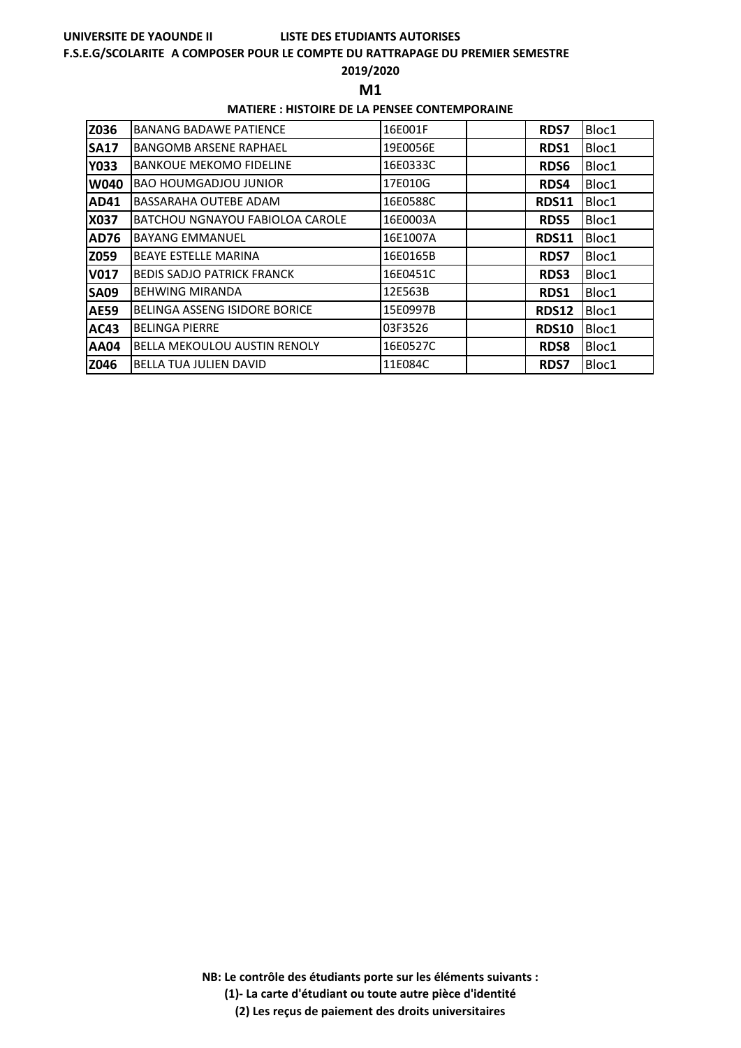**UNIVERSITE DE YAOUNDE II** **LISTE DES ETUDIANTS AUTORISES**

**F.S.E.G/SCOLARITE A COMPOSER POUR LE COMPTE DU RATTRAPAGE DU PREMIER SEMESTRE**

**2019/2020**

## M1

**MATIERE : HISTOIRE DE LA PENSEE CONTEMPORAINE**

| | | | | | |
|---|---|---|---|---|---|
| **Z036** | BANANG BADAWE PATIENCE | 16E001F | | **RDS7** | Bloc1 |
| **SA17** | BANGOMB ARSENE RAPHAEL | 19E0056E | | **RDS1** | Bloc1 |
| **Y033** | BANKOUE MEKOMO FIDELINE | 16E0333C | | **RDS6** | Bloc1 |
| **W040** | BAO HOUMGADJOU JUNIOR | 17E010G | | **RDS4** | Bloc1 |
| **AD41** | BASSARAHA OUTEBE ADAM | 16E0588C | | **RDS11** | Bloc1 |
| **X037** | BATCHOU NGNAYOU FABIOLOA CAROLE | 16E0003A | | **RDS5** | Bloc1 |
| **AD76** | BAYANG EMMANUEL | 16E1007A | | **RDS11** | Bloc1 |
| **Z059** | BEAYE ESTELLE MARINA | 16E0165B | | **RDS7** | Bloc1 |
| **V017** | BEDIS SADJO PATRICK FRANCK | 16E0451C | | **RDS3** | Bloc1 |
| **SA09** | BEHWING MIRANDA | 12E563B | | **RDS1** | Bloc1 |
| **AE59** | BELINGA ASSENG ISIDORE BORICE | 15E0997B | | **RDS12** | Bloc1 |
| **AC43** | BELINGA PIERRE | 03F3526 | | **RDS10** | Bloc1 |
| **AA04** | BELLA MEKOULOU AUSTIN RENOLY | 16E0527C | | **RDS8** | Bloc1 |
| **Z046** | BELLA TUA JULIEN DAVID | 11E084C | | **RDS7** | Bloc1 |

**NB: Le contrôle des étudiants porte sur les éléments suivants :**

**(1)- La carte d'étudiant ou toute autre pièce d'identité**

**(2) Les reçus de paiement des droits universitaires**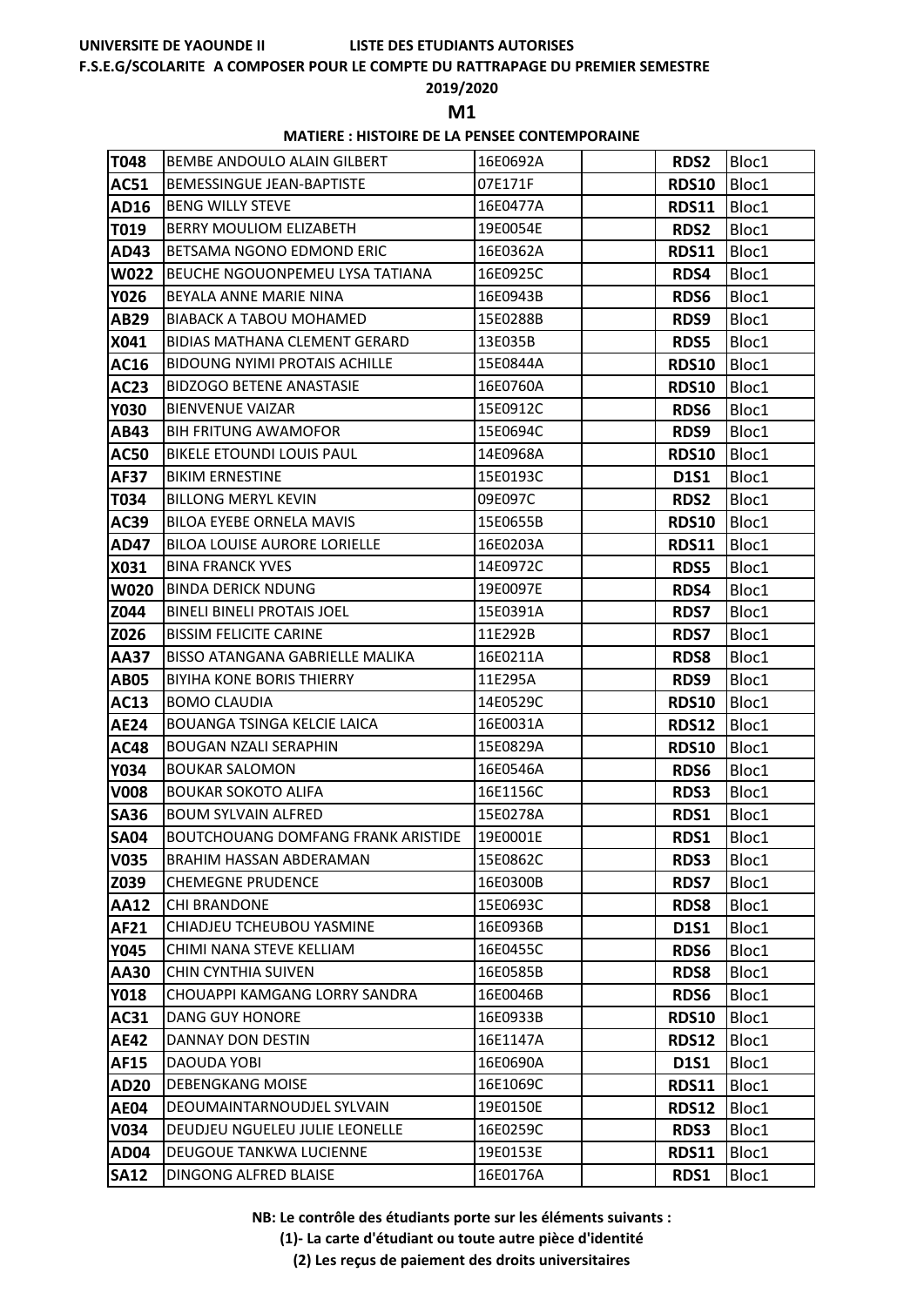**UNIVERSITE DE YAOUNDE II** **LISTE DES ETUDIANTS AUTORISES**

**F.S.E.G/SCOLARITE A COMPOSER POUR LE COMPTE DU RATTRAPAGE DU PREMIER SEMESTRE**

**2019/2020**

## M1

**MATIERE : HISTOIRE DE LA PENSEE CONTEMPORAINE**

| | | | | | |
|---|---|---|---|---|---|
| **T048** | BEMBE ANDOULO ALAIN GILBERT | 16E0692A | | **RDS2** | Bloc1 |
| **AC51** | BEMESSINGUE JEAN-BAPTISTE | 07E171F | | **RDS10** | Bloc1 |
| **AD16** | BENG WILLY STEVE | 16E0477A | | **RDS11** | Bloc1 |
| **T019** | BERRY MOULIOM ELIZABETH | 19E0054E | | **RDS2** | Bloc1 |
| **AD43** | BETSAMA NGONO EDMOND ERIC | 16E0362A | | **RDS11** | Bloc1 |
| **W022** | BEUCHE NGOUONPEMEU LYSA TATIANA | 16E0925C | | **RDS4** | Bloc1 |
| **Y026** | BEYALA ANNE MARIE NINA | 16E0943B | | **RDS6** | Bloc1 |
| **AB29** | BIABACK A TABOU MOHAMED | 15E0288B | | **RDS9** | Bloc1 |
| **X041** | BIDIAS MATHANA CLEMENT GERARD | 13E035B | | **RDS5** | Bloc1 |
| **AC16** | BIDOUNG NYIMI PROTAIS ACHILLE | 15E0844A | | **RDS10** | Bloc1 |
| **AC23** | BIDZOGO BETENE ANASTASIE | 16E0760A | | **RDS10** | Bloc1 |
| **Y030** | BIENVENUE VAIZAR | 15E0912C | | **RDS6** | Bloc1 |
| **AB43** | BIH FRITUNG AWAMOFOR | 15E0694C | | **RDS9** | Bloc1 |
| **AC50** | BIKELE ETOUNDI LOUIS PAUL | 14E0968A | | **RDS10** | Bloc1 |
| **AF37** | BIKIM ERNESTINE | 15E0193C | | **D1S1** | Bloc1 |
| **T034** | BILLONG MERYL KEVIN | 09E097C | | **RDS2** | Bloc1 |
| **AC39** | BILOA EYEBE ORNELA MAVIS | 15E0655B | | **RDS10** | Bloc1 |
| **AD47** | BILOA LOUISE AURORE LORIELLE | 16E0203A | | **RDS11** | Bloc1 |
| **X031** | BINA FRANCK YVES | 14E0972C | | **RDS5** | Bloc1 |
| **W020** | BINDA DERICK NDUNG | 19E0097E | | **RDS4** | Bloc1 |
| **Z044** | BINELI BINELI PROTAIS JOEL | 15E0391A | | **RDS7** | Bloc1 |
| **Z026** | BISSIM FELICITE CARINE | 11E292B | | **RDS7** | Bloc1 |
| **AA37** | BISSO ATANGANA GABRIELLE MALIKA | 16E0211A | | **RDS8** | Bloc1 |
| **AB05** | BIYIHA KONE BORIS THIERRY | 11E295A | | **RDS9** | Bloc1 |
| **AC13** | BOMO CLAUDIA | 14E0529C | | **RDS10** | Bloc1 |
| **AE24** | BOUANGA TSINGA KELCIE LAICA | 16E0031A | | **RDS12** | Bloc1 |
| **AC48** | BOUGAN NZALI SERAPHIN | 15E0829A | | **RDS10** | Bloc1 |
| **Y034** | BOUKAR SALOMON | 16E0546A | | **RDS6** | Bloc1 |
| **V008** | BOUKAR SOKOTO ALIFA | 16E1156C | | **RDS3** | Bloc1 |
| **SA36** | BOUM SYLVAIN ALFRED | 15E0278A | | **RDS1** | Bloc1 |
| **SA04** | BOUTCHOUANG DOMFANG FRANK ARISTIDE | 19E0001E | | **RDS1** | Bloc1 |
| **V035** | BRAHIM HASSAN ABDERAMAN | 15E0862C | | **RDS3** | Bloc1 |
| **Z039** | CHEMEGNE PRUDENCE | 16E0300B | | **RDS7** | Bloc1 |
| **AA12** | CHI BRANDONE | 15E0693C | | **RDS8** | Bloc1 |
| **AF21** | CHIADJEU TCHEUBOU YASMINE | 16E0936B | | **D1S1** | Bloc1 |
| **Y045** | CHIMI NANA STEVE KELLIAM | 16E0455C | | **RDS6** | Bloc1 |
| **AA30** | CHIN CYNTHIA SUIVEN | 16E0585B | | **RDS8** | Bloc1 |
| **Y018** | CHOUAPPI KAMGANG LORRY SANDRA | 16E0046B | | **RDS6** | Bloc1 |
| **AC31** | DANG GUY HONORE | 16E0933B | | **RDS10** | Bloc1 |
| **AE42** | DANNAY DON DESTIN | 16E1147A | | **RDS12** | Bloc1 |
| **AF15** | DAOUDA YOBI | 16E0690A | | **D1S1** | Bloc1 |
| **AD20** | DEBENGKANG MOISE | 16E1069C | | **RDS11** | Bloc1 |
| **AE04** | DEOUMAINTARNOUDJEL SYLVAIN | 19E0150E | | **RDS12** | Bloc1 |
| **V034** | DEUDJEU NGUELEU JULIE LEONELLE | 16E0259C | | **RDS3** | Bloc1 |
| **AD04** | DEUGOUE TANKWA LUCIENNE | 19E0153E | | **RDS11** | Bloc1 |
| **SA12** | DINGONG ALFRED BLAISE | 16E0176A | | **RDS1** | Bloc1 |

**NB: Le contrôle des étudiants porte sur les éléments suivants :**

**(1)- La carte d'étudiant ou toute autre pièce d'identité**

**(2) Les reçus de paiement des droits universitaires**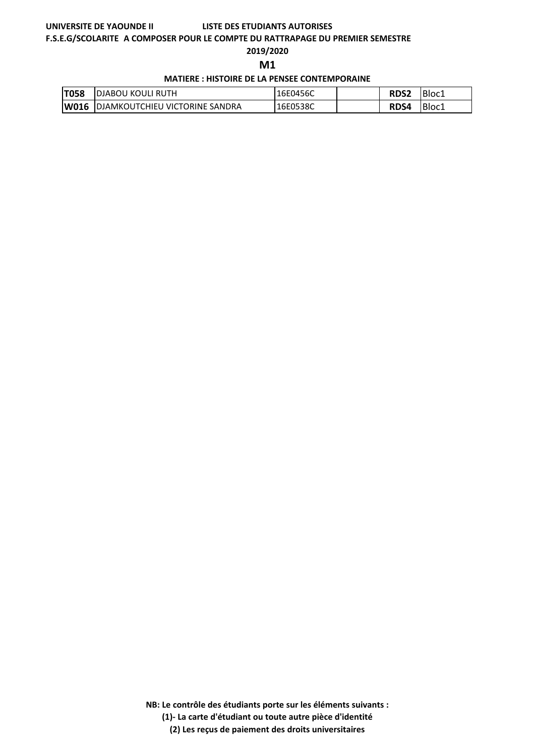**UNIVERSITE DE YAOUNDE II** **LISTE DES ETUDIANTS AUTORISES**

**F.S.E.G/SCOLARITE A COMPOSER POUR LE COMPTE DU RATTRAPAGE DU PREMIER SEMESTRE**

**2019/2020**

## M1

**MATIERE : HISTOIRE DE LA PENSEE CONTEMPORAINE**

| | | | | | |
|---|---|---|---|---|---|
| **T058** | DJABOU KOULI RUTH | 16E0456C | | **RDS2** | Bloc1 |
| **W016** | DJAMKOUTCHIEU VICTORINE SANDRA | 16E0538C | | **RDS4** | Bloc1 |

**NB: Le contrôle des étudiants porte sur les éléments suivants :**

**(1)- La carte d'étudiant ou toute autre pièce d'identité**

**(2) Les reçus de paiement des droits universitaires**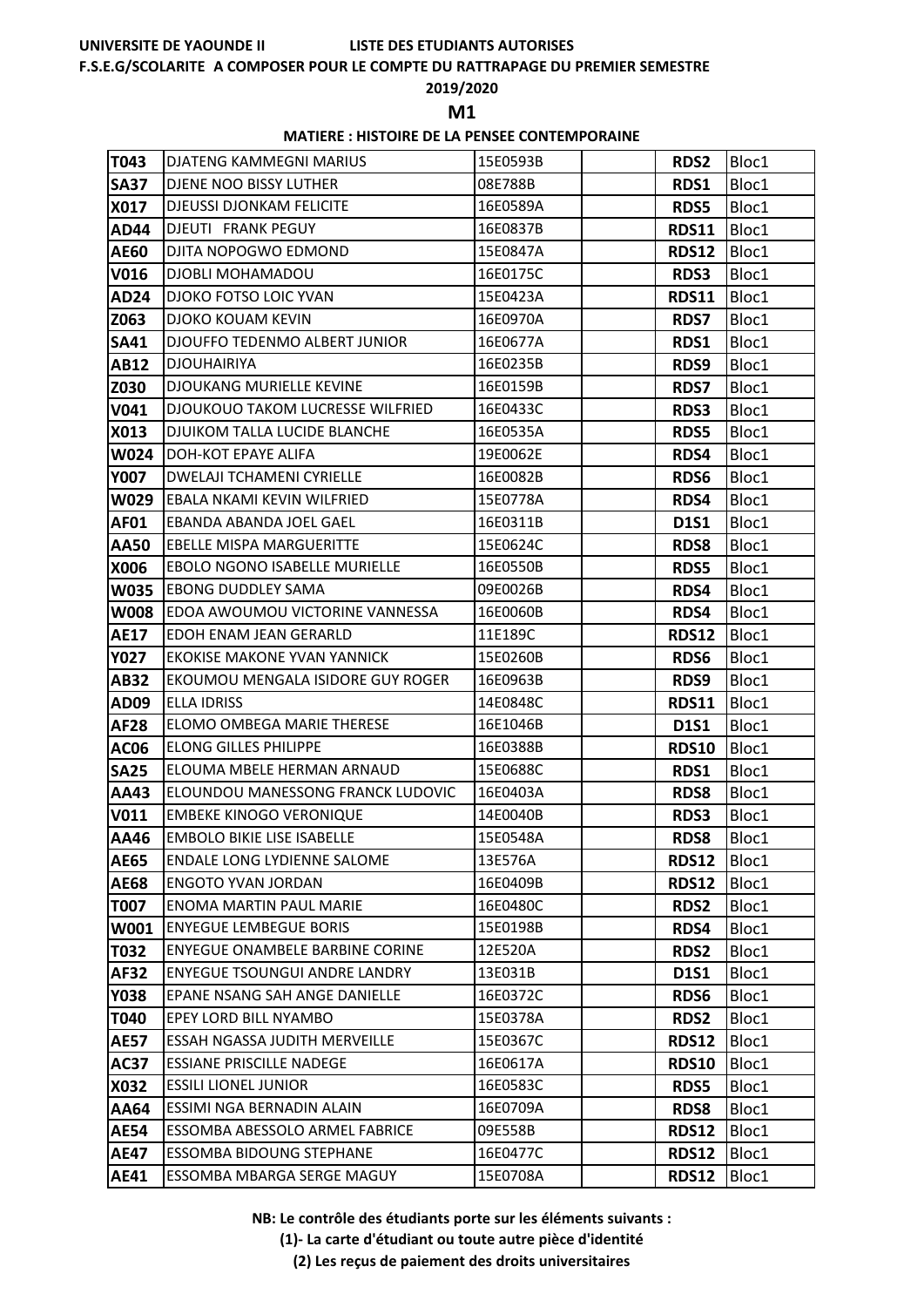**UNIVERSITE DE YAOUNDE II** **LISTE DES ETUDIANTS AUTORISES**

**F.S.E.G/SCOLARITE A COMPOSER POUR LE COMPTE DU RATTRAPAGE DU PREMIER SEMESTRE**

**2019/2020**

## M1

**MATIERE : HISTOIRE DE LA PENSEE CONTEMPORAINE**

| | | | | | |
|---|---|---|---|---|---|
| **T043** | DJATENG KAMMEGNI MARIUS | 15E0593B | | **RDS2** | Bloc1 |
| **SA37** | DJENE NOO BISSY LUTHER | 08E788B | | **RDS1** | Bloc1 |
| **X017** | DJEUSSI DJONKAM FELICITE | 16E0589A | | **RDS5** | Bloc1 |
| **AD44** | DJEUTI FRANK PEGUY | 16E0837B | | **RDS11** | Bloc1 |
| **AE60** | DJITA NOPOGWO EDMOND | 15E0847A | | **RDS12** | Bloc1 |
| **V016** | DJOBLI MOHAMADOU | 16E0175C | | **RDS3** | Bloc1 |
| **AD24** | DJOKO FOTSO LOIC YVAN | 15E0423A | | **RDS11** | Bloc1 |
| **Z063** | DJOKO KOUAM KEVIN | 16E0970A | | **RDS7** | Bloc1 |
| **SA41** | DJOUFFO TEDENMO ALBERT JUNIOR | 16E0677A | | **RDS1** | Bloc1 |
| **AB12** | DJOUHAIRIYA | 16E0235B | | **RDS9** | Bloc1 |
| **Z030** | DJOUKANG MURIELLE KEVINE | 16E0159B | | **RDS7** | Bloc1 |
| **V041** | DJOUKOUO TAKOM LUCRESSE WILFRIED | 16E0433C | | **RDS3** | Bloc1 |
| **X013** | DJUIKOM TALLA LUCIDE BLANCHE | 16E0535A | | **RDS5** | Bloc1 |
| **W024** | DOH-KOT EPAYE ALIFA | 19E0062E | | **RDS4** | Bloc1 |
| **Y007** | DWELAJI TCHAMENI CYRIELLE | 16E0082B | | **RDS6** | Bloc1 |
| **W029** | EBALA NKAMI KEVIN WILFRIED | 15E0778A | | **RDS4** | Bloc1 |
| **AF01** | EBANDA ABANDA JOEL GAEL | 16E0311B | | **D1S1** | Bloc1 |
| **AA50** | EBELLE MISPA MARGUERITTE | 15E0624C | | **RDS8** | Bloc1 |
| **X006** | EBOLO NGONO ISABELLE MURIELLE | 16E0550B | | **RDS5** | Bloc1 |
| **W035** | EBONG DUDDLEY SAMA | 09E0026B | | **RDS4** | Bloc1 |
| **W008** | EDOA AWOUMOU VICTORINE VANNESSA | 16E0060B | | **RDS4** | Bloc1 |
| **AE17** | EDOH ENAM JEAN GERARLD | 11E189C | | **RDS12** | Bloc1 |
| **Y027** | EKOKISE MAKONE YVAN YANNICK | 15E0260B | | **RDS6** | Bloc1 |
| **AB32** | EKOUMOU MENGALA ISIDORE GUY ROGER | 16E0963B | | **RDS9** | Bloc1 |
| **AD09** | ELLA IDRISS | 14E0848C | | **RDS11** | Bloc1 |
| **AF28** | ELOMO OMBEGA MARIE THERESE | 16E1046B | | **D1S1** | Bloc1 |
| **AC06** | ELONG GILLES PHILIPPE | 16E0388B | | **RDS10** | Bloc1 |
| **SA25** | ELOUMA MBELE HERMAN ARNAUD | 15E0688C | | **RDS1** | Bloc1 |
| **AA43** | ELOUNDOU MANESSONG FRANCK LUDOVIC | 16E0403A | | **RDS8** | Bloc1 |
| **V011** | EMBEKE KINOGO VERONIQUE | 14E0040B | | **RDS3** | Bloc1 |
| **AA46** | EMBOLO BIKIE LISE ISABELLE | 15E0548A | | **RDS8** | Bloc1 |
| **AE65** | ENDALE LONG LYDIENNE SALOME | 13E576A | | **RDS12** | Bloc1 |
| **AE68** | ENGOTO YVAN JORDAN | 16E0409B | | **RDS12** | Bloc1 |
| **T007** | ENOMA MARTIN PAUL MARIE | 16E0480C | | **RDS2** | Bloc1 |
| **W001** | ENYEGUE LEMBEGUE BORIS | 15E0198B | | **RDS4** | Bloc1 |
| **T032** | ENYEGUE ONAMBELE BARBINE CORINE | 12E520A | | **RDS2** | Bloc1 |
| **AF32** | ENYEGUE TSOUNGUI ANDRE LANDRY | 13E031B | | **D1S1** | Bloc1 |
| **Y038** | EPANE NSANG SAH ANGE DANIELLE | 16E0372C | | **RDS6** | Bloc1 |
| **T040** | EPEY LORD BILL NYAMBO | 15E0378A | | **RDS2** | Bloc1 |
| **AE57** | ESSAH NGASSA JUDITH MERVEILLE | 15E0367C | | **RDS12** | Bloc1 |
| **AC37** | ESSIANE PRISCILLE NADEGE | 16E0617A | | **RDS10** | Bloc1 |
| **X032** | ESSILI LIONEL JUNIOR | 16E0583C | | **RDS5** | Bloc1 |
| **AA64** | ESSIMI NGA BERNADIN ALAIN | 16E0709A | | **RDS8** | Bloc1 |
| **AE54** | ESSOMBA ABESSOLO ARMEL FABRICE | 09E558B | | **RDS12** | Bloc1 |
| **AE47** | ESSOMBA BIDOUNG STEPHANE | 16E0477C | | **RDS12** | Bloc1 |
| **AE41** | ESSOMBA MBARGA SERGE MAGUY | 15E0708A | | **RDS12** | Bloc1 |

**NB: Le contrôle des étudiants porte sur les éléments suivants :**

**(1)- La carte d'étudiant ou toute autre pièce d'identité**

**(2) Les reçus de paiement des droits universitaires**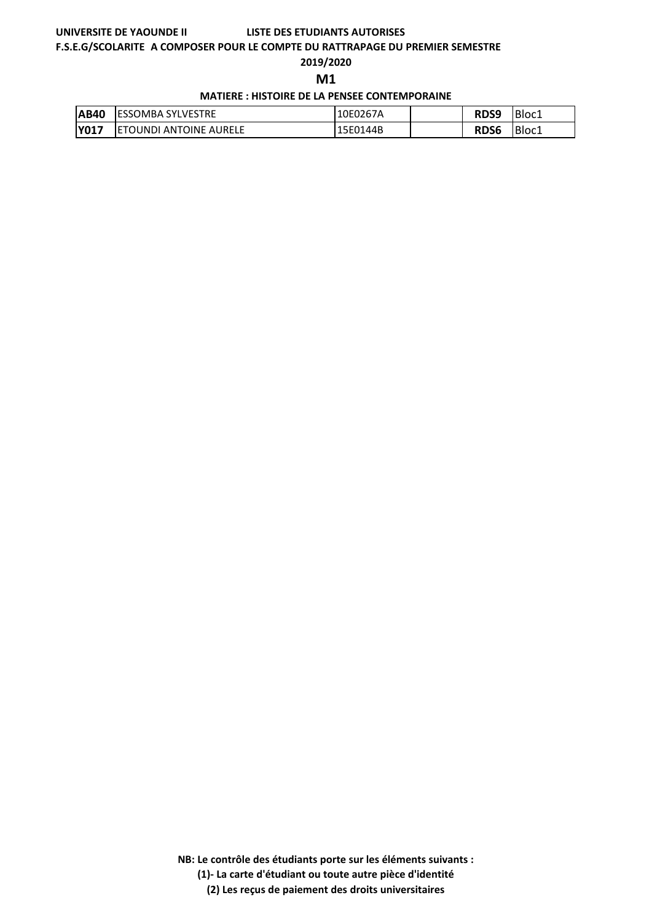**UNIVERSITE DE YAOUNDE II LISTE DES ETUDIANTS AUTORISES**

**F.S.E.G/SCOLARITE A COMPOSER POUR LE COMPTE DU RATTRAPAGE DU PREMIER SEMESTRE**

**2019/2020**

## M1

**MATIERE : HISTOIRE DE LA PENSEE CONTEMPORAINE**

| | | | | | |
|---|---|---|---|---|---|
| **AB40** | ESSOMBA SYLVESTRE | 10E0267A | | **RDS9** | Bloc1 |
| **Y017** | ETOUNDI ANTOINE AURELE | 15E0144B | | **RDS6** | Bloc1 |

**NB: Le contrôle des étudiants porte sur les éléments suivants :**

**(1)- La carte d'étudiant ou toute autre pièce d'identité**

**(2) Les reçus de paiement des droits universitaires**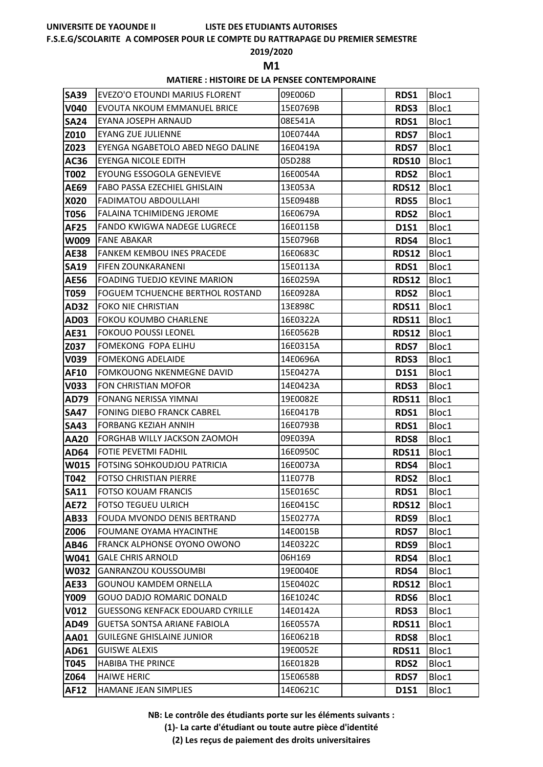**UNIVERSITE DE YAOUNDE II LISTE DES ETUDIANTS AUTORISES**

**F.S.E.G/SCOLARITE A COMPOSER POUR LE COMPTE DU RATTRAPAGE DU PREMIER SEMESTRE**

**2019/2020**

## M1

**MATIERE : HISTOIRE DE LA PENSEE CONTEMPORAINE**

| | | | | | |
|---|---|---|---|---|---|
| **SA39** | EVEZO'O ETOUNDI MARIUS FLORENT | 09E006D | | **RDS1** | Bloc1 |
| **V040** | EVOUTA NKOUM EMMANUEL BRICE | 15E0769B | | **RDS3** | Bloc1 |
| **SA24** | EYANA JOSEPH ARNAUD | 08E541A | | **RDS1** | Bloc1 |
| **Z010** | EYANG ZUE JULIENNE | 10E0744A | | **RDS7** | Bloc1 |
| **Z023** | EYENGA NGABETOLO ABED NEGO DALINE | 16E0419A | | **RDS7** | Bloc1 |
| **AC36** | EYENGA NICOLE EDITH | 05D288 | | **RDS10** | Bloc1 |
| **T002** | EYOUNG ESSOGOLA GENEVIEVE | 16E0054A | | **RDS2** | Bloc1 |
| **AE69** | FABO PASSA EZECHIEL GHISLAIN | 13E053A | | **RDS12** | Bloc1 |
| **X020** | FADIMATOU ABDOULLAHI | 15E0948B | | **RDS5** | Bloc1 |
| **T056** | FALAINA TCHIMIDENG JEROME | 16E0679A | | **RDS2** | Bloc1 |
| **AF25** | FANDO KWIGWA NADEGE LUGRECE | 16E0115B | | **D1S1** | Bloc1 |
| **W009** | FANE ABAKAR | 15E0796B | | **RDS4** | Bloc1 |
| **AE38** | FANKEM KEMBOU INES PRACEDE | 16E0683C | | **RDS12** | Bloc1 |
| **SA19** | FIFEN ZOUNKARANENI | 15E0113A | | **RDS1** | Bloc1 |
| **AE56** | FOADING TUEDJO KEVINE MARION | 16E0259A | | **RDS12** | Bloc1 |
| **T059** | FOGUEM TCHUENCHE BERTHOL ROSTAND | 16E0928A | | **RDS2** | Bloc1 |
| **AD32** | FOKO NIE CHRISTIAN | 13E898C | | **RDS11** | Bloc1 |
| **AD03** | FOKOU KOUMBO CHARLENE | 16E0322A | | **RDS11** | Bloc1 |
| **AE31** | FOKOUO POUSSI LEONEL | 16E0562B | | **RDS12** | Bloc1 |
| **Z037** | FOMEKONG FOPA ELIHU | 16E0315A | | **RDS7** | Bloc1 |
| **V039** | FOMEKONG ADELAIDE | 14E0696A | | **RDS3** | Bloc1 |
| **AF10** | FOMKOUONG NKENMEGNE DAVID | 15E0427A | | **D1S1** | Bloc1 |
| **V033** | FON CHRISTIAN MOFOR | 14E0423A | | **RDS3** | Bloc1 |
| **AD79** | FONANG NERISSA YIMNAI | 19E0082E | | **RDS11** | Bloc1 |
| **SA47** | FONING DIEBO FRANCK CABREL | 16E0417B | | **RDS1** | Bloc1 |
| **SA43** | FORBANG KEZIAH ANNIH | 16E0793B | | **RDS1** | Bloc1 |
| **AA20** | FORGHAB WILLY JACKSON ZAOMOH | 09E039A | | **RDS8** | Bloc1 |
| **AD64** | FOTIE PEVETMI FADHIL | 16E0950C | | **RDS11** | Bloc1 |
| **W015** | FOTSING SOHKOUDJOU PATRICIA | 16E0073A | | **RDS4** | Bloc1 |
| **T042** | FOTSO CHRISTIAN PIERRE | 11E077B | | **RDS2** | Bloc1 |
| **SA11** | FOTSO KOUAM FRANCIS | 15E0165C | | **RDS1** | Bloc1 |
| **AE72** | FOTSO TEGUEU ULRICH | 16E0415C | | **RDS12** | Bloc1 |
| **AB33** | FOUDA MVONDO DENIS BERTRAND | 15E0277A | | **RDS9** | Bloc1 |
| **Z006** | FOUMANE OYAMA HYACINTHE | 14E0015B | | **RDS7** | Bloc1 |
| **AB46** | FRANCK ALPHONSE OYONO OWONO | 14E0322C | | **RDS9** | Bloc1 |
| **W041** | GALE CHRIS ARNOLD | 06H169 | | **RDS4** | Bloc1 |
| **W032** | GANRANZOU KOUSSOUMBI | 19E0040E | | **RDS4** | Bloc1 |
| **AE33** | GOUNOU KAMDEM ORNELLA | 15E0402C | | **RDS12** | Bloc1 |
| **Y009** | GOUO DADJO ROMARIC DONALD | 16E1024C | | **RDS6** | Bloc1 |
| **V012** | GUESSONG KENFACK EDOUARD CYRILLE | 14E0142A | | **RDS3** | Bloc1 |
| **AD49** | GUETSA SONTSA ARIANE FABIOLA | 16E0557A | | **RDS11** | Bloc1 |
| **AA01** | GUILEGNE GHISLAINE JUNIOR | 16E0621B | | **RDS8** | Bloc1 |
| **AD61** | GUISWE ALEXIS | 19E0052E | | **RDS11** | Bloc1 |
| **T045** | HABIBA THE PRINCE | 16E0182B | | **RDS2** | Bloc1 |
| **Z064** | HAIWE HERIC | 15E0658B | | **RDS7** | Bloc1 |
| **AF12** | HAMANE JEAN SIMPLIES | 14E0621C | | **D1S1** | Bloc1 |

**NB: Le contrôle des étudiants porte sur les éléments suivants :**

**(1)- La carte d'étudiant ou toute autre pièce d'identité**

**(2) Les reçus de paiement des droits universitaires**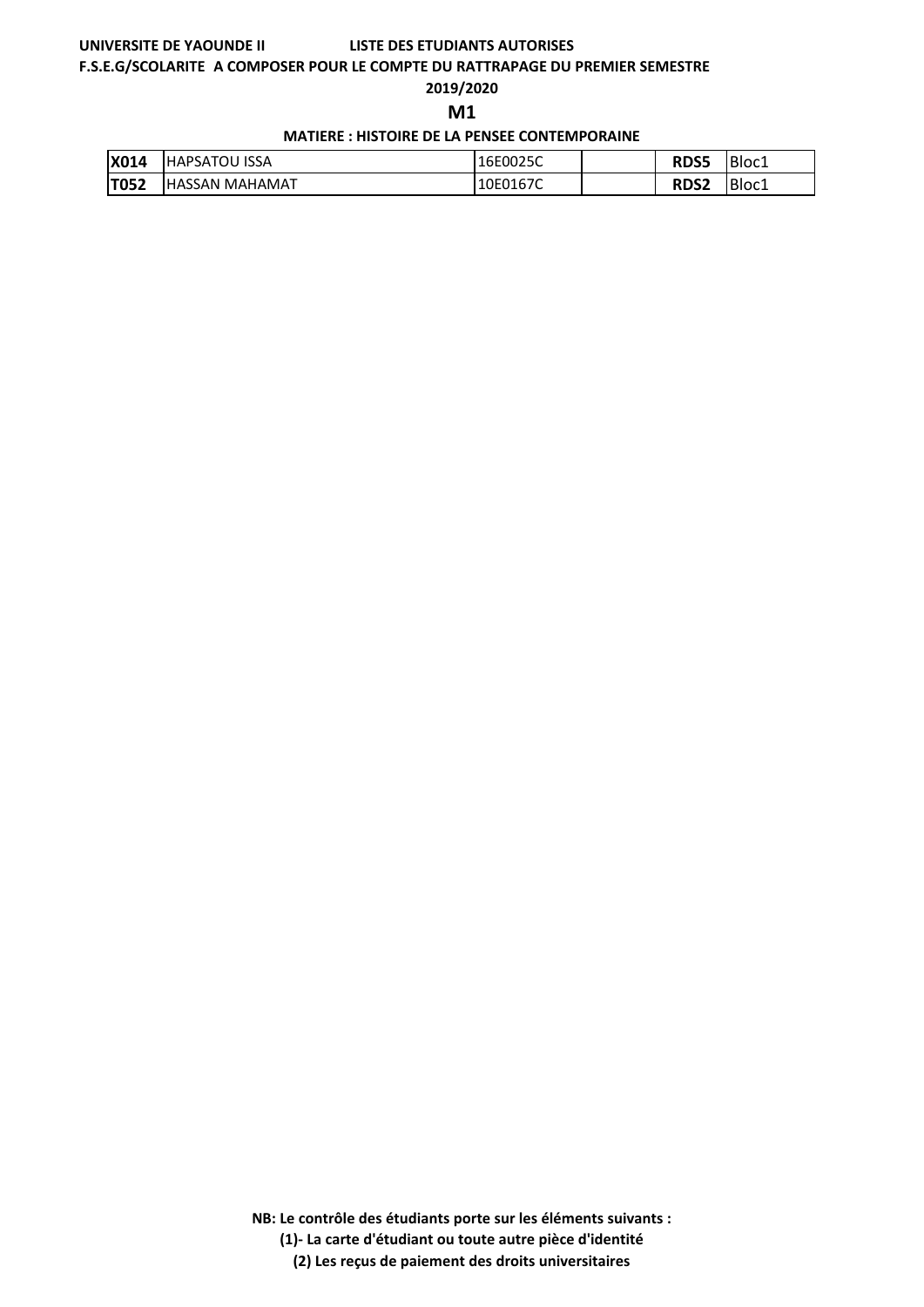**UNIVERSITE DE YAOUNDE II LISTE DES ETUDIANTS AUTORISES**

**F.S.E.G/SCOLARITE A COMPOSER POUR LE COMPTE DU RATTRAPAGE DU PREMIER SEMESTRE**

**2019/2020**

## M1

**MATIERE : HISTOIRE DE LA PENSEE CONTEMPORAINE**

| | | | | | |
|---|---|---|---|---|---|
| **X014** | HAPSATOU ISSA | 16E0025C | | **RDS5** | Bloc1 |
| **T052** | HASSAN MAHAMAT | 10E0167C | | **RDS2** | Bloc1 |

**NB: Le contrôle des étudiants porte sur les éléments suivants :**

**(1)- La carte d'étudiant ou toute autre pièce d'identité**

**(2) Les reçus de paiement des droits universitaires**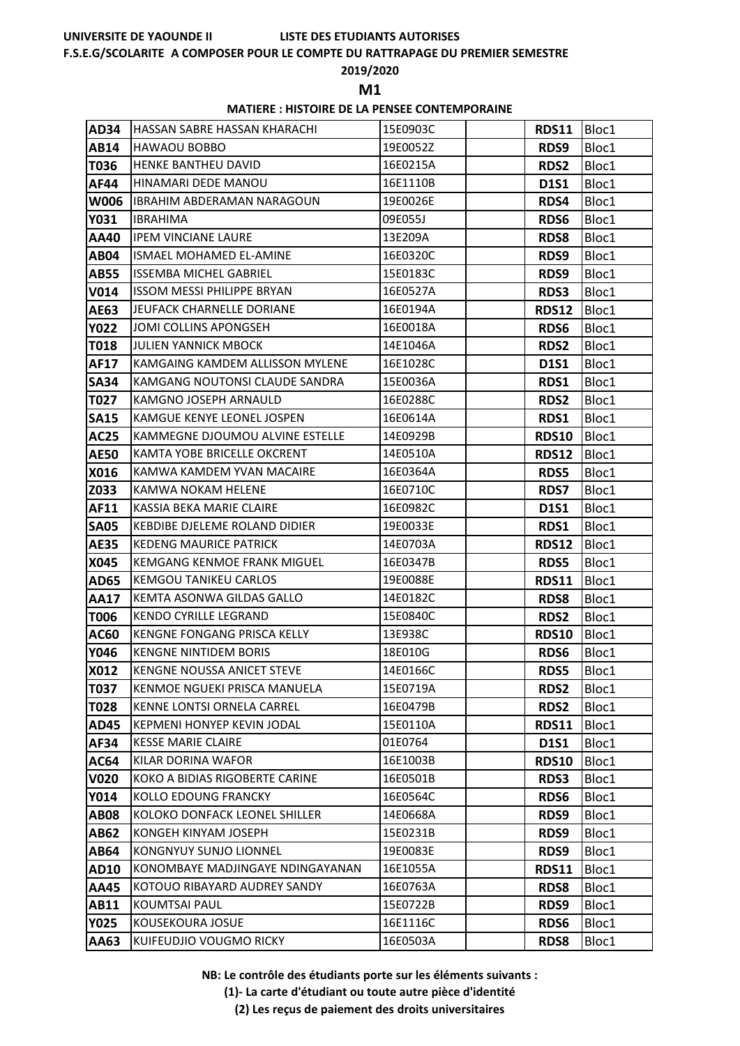UNIVERSITE DE YAOUNDE II LISTE DES ETUDIANTS AUTORISES

F.S.E.G/SCOLARITE A COMPOSER POUR LE COMPTE DU RATTRAPAGE DU PREMIER SEMESTRE

2019/2020

## M1

### MATIERE : HISTOIRE DE LA PENSEE CONTEMPORAINE

| | | | | | |
|---|---|---|---|---|---|
| **AD34** | HASSAN SABRE HASSAN KHARACHI | 15E0903C | | **RDS11** | Bloc1 |
| **AB14** | HAWAOU BOBBO | 19E0052Z | | **RDS9** | Bloc1 |
| **T036** | HENKE BANTHEU DAVID | 16E0215A | | **RDS2** | Bloc1 |
| **AF44** | HINAMARI DEDE MANOU | 16E1110B | | **D1S1** | Bloc1 |
| **W006** | IBRAHIM ABDERAMAN NARAGOUN | 19E0026E | | **RDS4** | Bloc1 |
| **Y031** | IBRAHIMA | 09E055J | | **RDS6** | Bloc1 |
| **AA40** | IPEM VINCIANE LAURE | 13E209A | | **RDS8** | Bloc1 |
| **AB04** | ISMAEL MOHAMED EL-AMINE | 16E0320C | | **RDS9** | Bloc1 |
| **AB55** | ISSEMBA MICHEL GABRIEL | 15E0183C | | **RDS9** | Bloc1 |
| **V014** | ISSOM MESSI PHILIPPE BRYAN | 16E0527A | | **RDS3** | Bloc1 |
| **AE63** | JEUFACK CHARNELLE DORIANE | 16E0194A | | **RDS12** | Bloc1 |
| **Y022** | JOMI COLLINS APONGSEH | 16E0018A | | **RDS6** | Bloc1 |
| **T018** | JULIEN YANNICK MBOCK | 14E1046A | | **RDS2** | Bloc1 |
| **AF17** | KAMGAING KAMDEM ALLISSON MYLENE | 16E1028C | | **D1S1** | Bloc1 |
| **SA34** | KAMGANG NOUTONSI CLAUDE SANDRA | 15E0036A | | **RDS1** | Bloc1 |
| **T027** | KAMGNO JOSEPH ARNAULD | 16E0288C | | **RDS2** | Bloc1 |
| **SA15** | KAMGUE KENYE LEONEL JOSPEN | 16E0614A | | **RDS1** | Bloc1 |
| **AC25** | KAMMEGNE DJOUMOU ALVINE ESTELLE | 14E0929B | | **RDS10** | Bloc1 |
| **AE50** | KAMTA YOBE BRICELLE OKCRENT | 14E0510A | | **RDS12** | Bloc1 |
| **X016** | KAMWA KAMDEM YVAN MACAIRE | 16E0364A | | **RDS5** | Bloc1 |
| **Z033** | KAMWA NOKAM HELENE | 16E0710C | | **RDS7** | Bloc1 |
| **AF11** | KASSIA BEKA MARIE CLAIRE | 16E0982C | | **D1S1** | Bloc1 |
| **SA05** | KEBDIBE DJELEME ROLAND DIDIER | 19E0033E | | **RDS1** | Bloc1 |
| **AE35** | KEDENG MAURICE PATRICK | 14E0703A | | **RDS12** | Bloc1 |
| **X045** | KEMGANG KENMOE FRANK MIGUEL | 16E0347B | | **RDS5** | Bloc1 |
| **AD65** | KEMGOU TANIKEU CARLOS | 19E0088E | | **RDS11** | Bloc1 |
| **AA17** | KEMTA ASONWA GILDAS GALLO | 14E0182C | | **RDS8** | Bloc1 |
| **T006** | KENDO CYRILLE LEGRAND | 15E0840C | | **RDS2** | Bloc1 |
| **AC60** | KENGNE FONGANG PRISCA KELLY | 13E938C | | **RDS10** | Bloc1 |
| **Y046** | KENGNE NINTIDEM BORIS | 18E010G | | **RDS6** | Bloc1 |
| **X012** | KENGNE NOUSSA ANICET STEVE | 14E0166C | | **RDS5** | Bloc1 |
| **T037** | KENMOE NGUEKI PRISCA MANUELA | 15E0719A | | **RDS2** | Bloc1 |
| **T028** | KENNE LONTSI ORNELA CARREL | 16E0479B | | **RDS2** | Bloc1 |
| **AD45** | KEPMENI HONYEP KEVIN JODAL | 15E0110A | | **RDS11** | Bloc1 |
| **AF34** | KESSE MARIE CLAIRE | 01E0764 | | **D1S1** | Bloc1 |
| **AC64** | KILAR DORINA WAFOR | 16E1003B | | **RDS10** | Bloc1 |
| **V020** | KOKO A BIDIAS RIGOBERTE CARINE | 16E0501B | | **RDS3** | Bloc1 |
| **Y014** | KOLLO EDOUNG FRANCKY | 16E0564C | | **RDS6** | Bloc1 |
| **AB08** | KOLOKO DONFACK LEONEL SHILLER | 14E0668A | | **RDS9** | Bloc1 |
| **AB62** | KONGEH KINYAM JOSEPH | 15E0231B | | **RDS9** | Bloc1 |
| **AB64** | KONGNYUY SUNJO LIONNEL | 19E0083E | | **RDS9** | Bloc1 |
| **AD10** | KONOMBAYE MADJINGAYE NDINGAYANAN | 16E1055A | | **RDS11** | Bloc1 |
| **AA45** | KOTOUO RIBAYARD AUDREY SANDY | 16E0763A | | **RDS8** | Bloc1 |
| **AB11** | KOUMTSAI PAUL | 15E0722B | | **RDS9** | Bloc1 |
| **Y025** | KOUSEKOURA JOSUE | 16E1116C | | **RDS6** | Bloc1 |
| **AA63** | KUIFEUDJIO VOUGMO RICKY | 16E0503A | | **RDS8** | Bloc1 |

**NB: Le contrôle des étudiants porte sur les éléments suivants :**

**(1)- La carte d'étudiant ou toute autre pièce d'identité**

**(2) Les reçus de paiement des droits universitaires**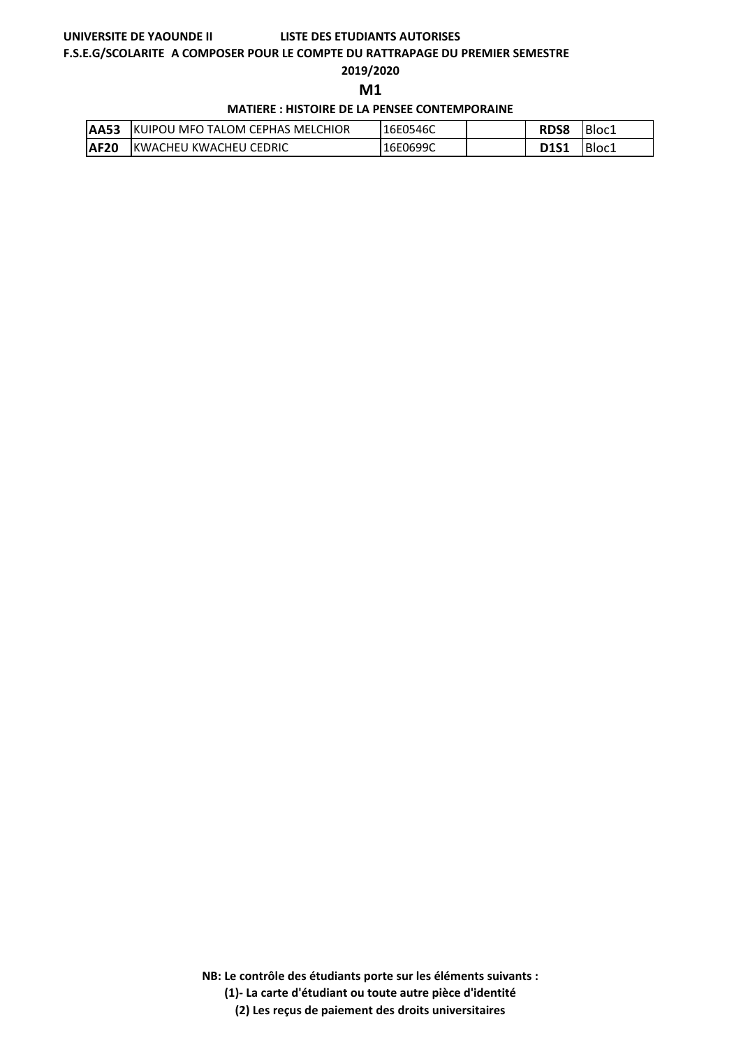**UNIVERSITE DE YAOUNDE II** **LISTE DES ETUDIANTS AUTORISES**

**F.S.E.G/SCOLARITE A COMPOSER POUR LE COMPTE DU RATTRAPAGE DU PREMIER SEMESTRE**

**2019/2020**

## M1

**MATIERE : HISTOIRE DE LA PENSEE CONTEMPORAINE**

| | | | | | |
|---|---|---|---|---|---|
| **AA53** | KUIPOU MFO TALOM CEPHAS MELCHIOR | 16E0546C | | **RDS8** | Bloc1 |
| **AF20** | KWACHEU KWACHEU CEDRIC | 16E0699C | | **D1S1** | Bloc1 |

**NB: Le contrôle des étudiants porte sur les éléments suivants :**

**(1)- La carte d'étudiant ou toute autre pièce d'identité**

**(2) Les reçus de paiement des droits universitaires**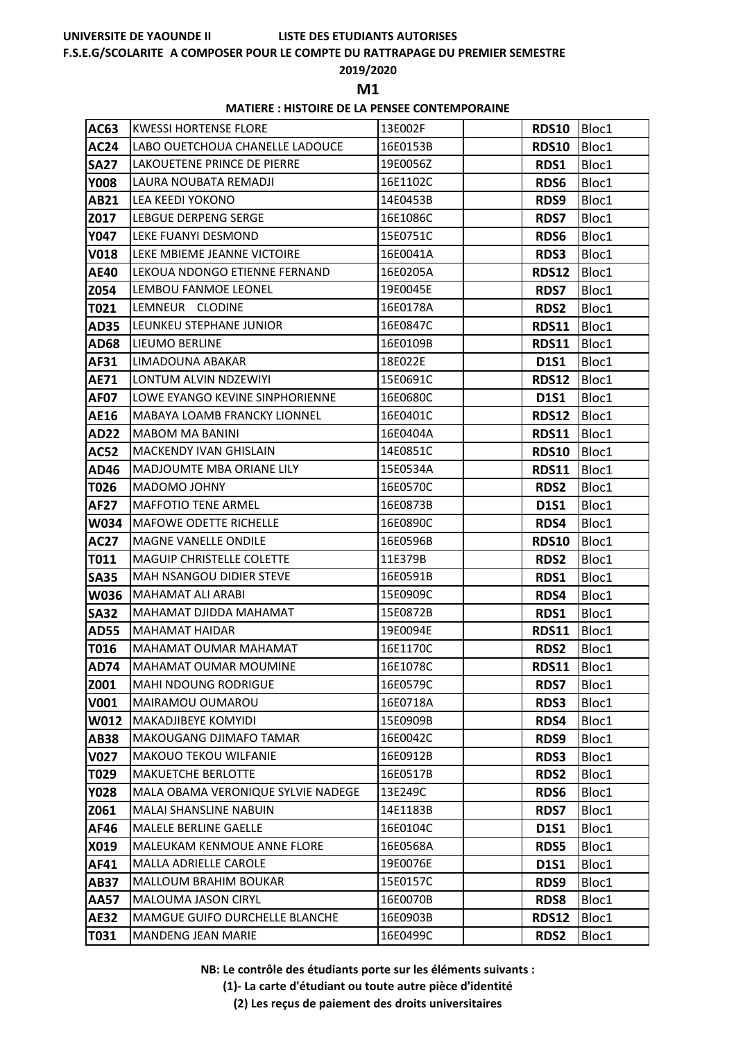**UNIVERSITE DE YAOUNDE II** **LISTE DES ETUDIANTS AUTORISES**

**F.S.E.G/SCOLARITE A COMPOSER POUR LE COMPTE DU RATTRAPAGE DU PREMIER SEMESTRE**

**2019/2020**

## M1

**MATIERE : HISTOIRE DE LA PENSEE CONTEMPORAINE**

| | | | | | |
|---|---|---|---|---|---|
| **AC63** | KWESSI HORTENSE FLORE | 13E002F | | **RDS10** | Bloc1 |
| **AC24** | LABO OUETCHOUA CHANELLE LADOUCE | 16E0153B | | **RDS10** | Bloc1 |
| **SA27** | LAKOUETENE PRINCE DE PIERRE | 19E0056Z | | **RDS1** | Bloc1 |
| **Y008** | LAURA NOUBATA REMADJI | 16E1102C | | **RDS6** | Bloc1 |
| **AB21** | LEA KEEDI YOKONO | 14E0453B | | **RDS9** | Bloc1 |
| **Z017** | LEBGUE DERPENG SERGE | 16E1086C | | **RDS7** | Bloc1 |
| **Y047** | LEKE FUANYI DESMOND | 15E0751C | | **RDS6** | Bloc1 |
| **V018** | LEKE MBIEME JEANNE VICTOIRE | 16E0041A | | **RDS3** | Bloc1 |
| **AE40** | LEKOUA NDONGO ETIENNE FERNAND | 16E0205A | | **RDS12** | Bloc1 |
| **Z054** | LEMBOU FANMOE LEONEL | 19E0045E | | **RDS7** | Bloc1 |
| **T021** | LEMNEUR CLODINE | 16E0178A | | **RDS2** | Bloc1 |
| **AD35** | LEUNKEU STEPHANE JUNIOR | 16E0847C | | **RDS11** | Bloc1 |
| **AD68** | LIEUMO BERLINE | 16E0109B | | **RDS11** | Bloc1 |
| **AF31** | LIMADOUNA ABAKAR | 18E022E | | **D1S1** | Bloc1 |
| **AE71** | LONTUM ALVIN NDZEWIYI | 15E0691C | | **RDS12** | Bloc1 |
| **AF07** | LOWE EYANGO KEVINE SINPHORIENNE | 16E0680C | | **D1S1** | Bloc1 |
| **AE16** | MABAYA LOAMB FRANCKY LIONNEL | 16E0401C | | **RDS12** | Bloc1 |
| **AD22** | MABOM MA BANINI | 16E0404A | | **RDS11** | Bloc1 |
| **AC52** | MACKENDY IVAN GHISLAIN | 14E0851C | | **RDS10** | Bloc1 |
| **AD46** | MADJOUMTE MBA ORIANE LILY | 15E0534A | | **RDS11** | Bloc1 |
| **T026** | MADOMO JOHNY | 16E0570C | | **RDS2** | Bloc1 |
| **AF27** | MAFFOTIO TENE ARMEL | 16E0873B | | **D1S1** | Bloc1 |
| **W034** | MAFOWE ODETTE RICHELLE | 16E0890C | | **RDS4** | Bloc1 |
| **AC27** | MAGNE VANELLE ONDILE | 16E0596B | | **RDS10** | Bloc1 |
| **T011** | MAGUIP CHRISTELLE COLETTE | 11E379B | | **RDS2** | Bloc1 |
| **SA35** | MAH NSANGOU DIDIER STEVE | 16E0591B | | **RDS1** | Bloc1 |
| **W036** | MAHAMAT ALI ARABI | 15E0909C | | **RDS4** | Bloc1 |
| **SA32** | MAHAMAT DJIDDA MAHAMAT | 15E0872B | | **RDS1** | Bloc1 |
| **AD55** | MAHAMAT HAIDAR | 19E0094E | | **RDS11** | Bloc1 |
| **T016** | MAHAMAT OUMAR MAHAMAT | 16E1170C | | **RDS2** | Bloc1 |
| **AD74** | MAHAMAT OUMAR MOUMINE | 16E1078C | | **RDS11** | Bloc1 |
| **Z001** | MAHI NDOUNG RODRIGUE | 16E0579C | | **RDS7** | Bloc1 |
| **V001** | MAIRAMOU OUMAROU | 16E0718A | | **RDS3** | Bloc1 |
| **W012** | MAKADJIBEYE KOMYIDI | 15E0909B | | **RDS4** | Bloc1 |
| **AB38** | MAKOUGANG DJIMAFO TAMAR | 16E0042C | | **RDS9** | Bloc1 |
| **V027** | MAKOUO TEKOU WILFANIE | 16E0912B | | **RDS3** | Bloc1 |
| **T029** | MAKUETCHE BERLOTTE | 16E0517B | | **RDS2** | Bloc1 |
| **Y028** | MALA OBAMA VERONIQUE SYLVIE NADEGE | 13E249C | | **RDS6** | Bloc1 |
| **Z061** | MALAI SHANSLINE NABUIN | 14E1183B | | **RDS7** | Bloc1 |
| **AF46** | MALELE BERLINE GAELLE | 16E0104C | | **D1S1** | Bloc1 |
| **X019** | MALEUKAM KENMOUE ANNE FLORE | 16E0568A | | **RDS5** | Bloc1 |
| **AF41** | MALLA ADRIELLE CAROLE | 19E0076E | | **D1S1** | Bloc1 |
| **AB37** | MALLOUM BRAHIM BOUKAR | 15E0157C | | **RDS9** | Bloc1 |
| **AA57** | MALOUMA JASON CIRYL | 16E0070B | | **RDS8** | Bloc1 |
| **AE32** | MAMGUE GUIFO DURCHELLE BLANCHE | 16E0903B | | **RDS12** | Bloc1 |
| **T031** | MANDENG JEAN MARIE | 16E0499C | | **RDS2** | Bloc1 |

**NB: Le contrôle des étudiants porte sur les éléments suivants :**

**(1)- La carte d'étudiant ou toute autre pièce d'identité**

**(2) Les reçus de paiement des droits universitaires**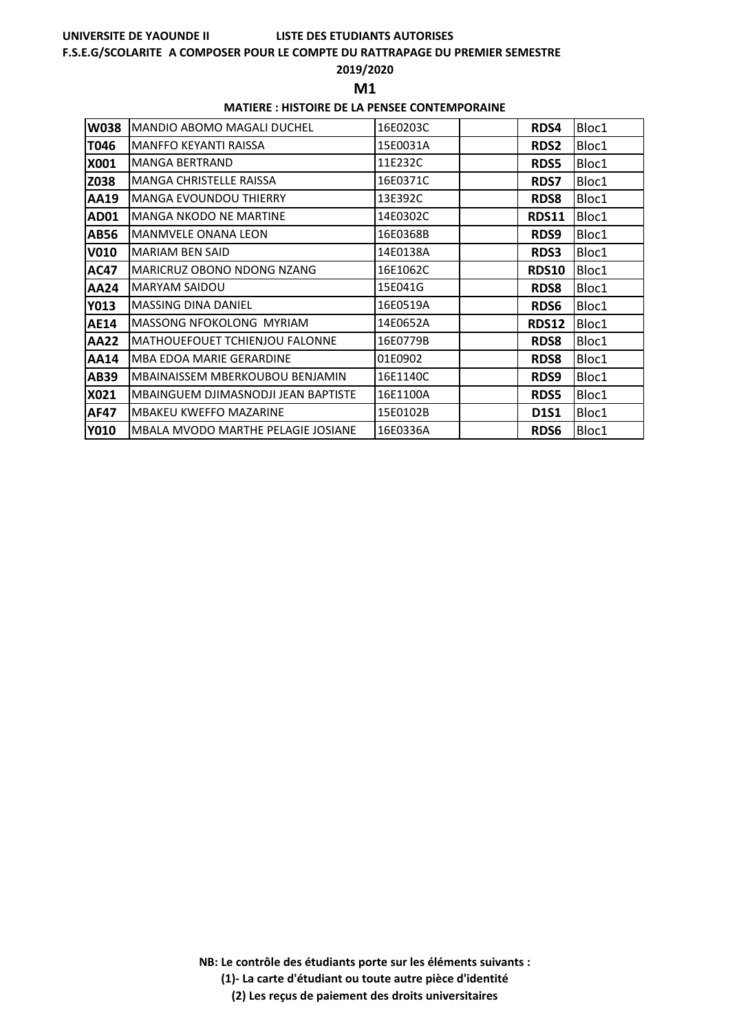UNIVERSITE DE YAOUNDE II LISTE DES ETUDIANTS AUTORISES

F.S.E.G/SCOLARITE A COMPOSER POUR LE COMPTE DU RATTRAPAGE DU PREMIER SEMESTRE

2019/2020

## M1

### MATIERE : HISTOIRE DE LA PENSEE CONTEMPORAINE

| | | | | | |
|---|---|---|---|---|---|
| **W038** | MANDIO ABOMO MAGALI DUCHEL | 16E0203C | | **RDS4** | Bloc1 |
| **T046** | MANFFO KEYANTI RAISSA | 15E0031A | | **RDS2** | Bloc1 |
| **X001** | MANGA BERTRAND | 11E232C | | **RDS5** | Bloc1 |
| **Z038** | MANGA CHRISTELLE RAISSA | 16E0371C | | **RDS7** | Bloc1 |
| **AA19** | MANGA EVOUNDOU THIERRY | 13E392C | | **RDS8** | Bloc1 |
| **AD01** | MANGA NKODO NE MARTINE | 14E0302C | | **RDS11** | Bloc1 |
| **AB56** | MANMVELE ONANA LEON | 16E0368B | | **RDS9** | Bloc1 |
| **V010** | MARIAM BEN SAID | 14E0138A | | **RDS3** | Bloc1 |
| **AC47** | MARICRUZ OBONO NDONG NZANG | 16E1062C | | **RDS10** | Bloc1 |
| **AA24** | MARYAM SAIDOU | 15E041G | | **RDS8** | Bloc1 |
| **Y013** | MASSING DINA DANIEL | 16E0519A | | **RDS6** | Bloc1 |
| **AE14** | MASSONG NFOKOLONG MYRIAM | 14E0652A | | **RDS12** | Bloc1 |
| **AA22** | MATHOUEFOUET TCHIENJOU FALONNE | 16E0779B | | **RDS8** | Bloc1 |
| **AA14** | MBA EDOA MARIE GERARDINE | 01E0902 | | **RDS8** | Bloc1 |
| **AB39** | MBAINAISSEM MBERKOUBOU BENJAMIN | 16E1140C | | **RDS9** | Bloc1 |
| **X021** | MBAINGUEM DJIMASNODJI JEAN BAPTISTE | 16E1100A | | **RDS5** | Bloc1 |
| **AF47** | MBAKEU KWEFFO MAZARINE | 15E0102B | | **D1S1** | Bloc1 |
| **Y010** | MBALA MVODO MARTHE PELAGIE JOSIANE | 16E0336A | | **RDS6** | Bloc1 |

**NB: Le contrôle des étudiants porte sur les éléments suivants :**

**(1)- La carte d'étudiant ou toute autre pièce d'identité**

**(2) Les reçus de paiement des droits universitaires**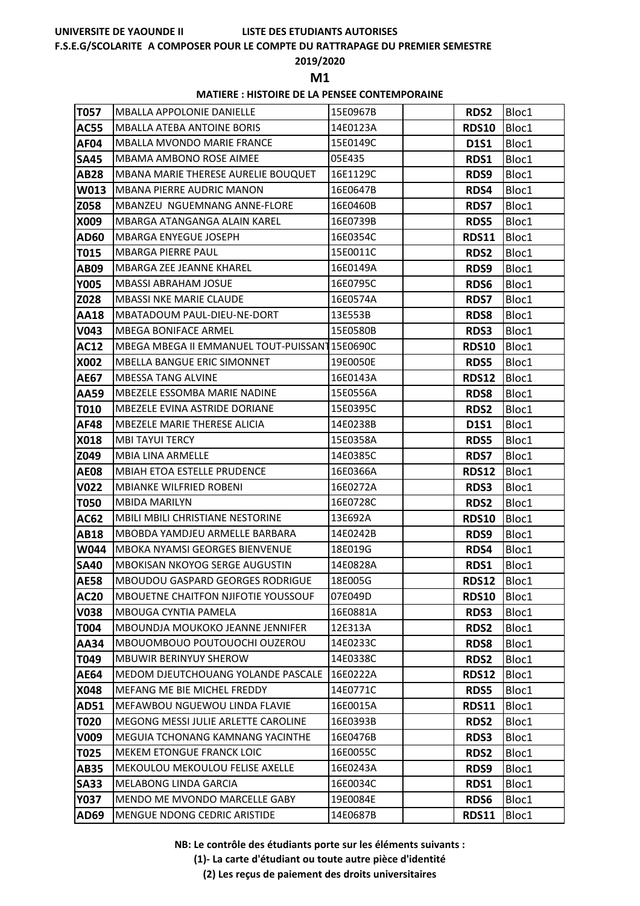**UNIVERSITE DE YAOUNDE II** **LISTE DES ETUDIANTS AUTORISES**

**F.S.E.G/SCOLARITE A COMPOSER POUR LE COMPTE DU RATTRAPAGE DU PREMIER SEMESTRE**

**2019/2020**

## M1

**MATIERE : HISTOIRE DE LA PENSEE CONTEMPORAINE**

| | | | | | |
|---|---|---|---|---|---|
| **T057** | MBALLA APPOLONIE DANIELLE | 15E0967B | | **RDS2** | Bloc1 |
| **AC55** | MBALLA ATEBA ANTOINE BORIS | 14E0123A | | **RDS10** | Bloc1 |
| **AF04** | MBALLA MVONDO MARIE FRANCE | 15E0149C | | **D1S1** | Bloc1 |
| **SA45** | MBAMA AMBONO ROSE AIMEE | 05E435 | | **RDS1** | Bloc1 |
| **AB28** | MBANA MARIE THERESE AURELIE BOUQUET | 16E1129C | | **RDS9** | Bloc1 |
| **W013** | MBANA PIERRE AUDRIC MANON | 16E0647B | | **RDS4** | Bloc1 |
| **Z058** | MBANZEU NGUEMNANG ANNE-FLORE | 16E0460B | | **RDS7** | Bloc1 |
| **X009** | MBARGA ATANGANGA ALAIN KAREL | 16E0739B | | **RDS5** | Bloc1 |
| **AD60** | MBARGA ENYEGUE JOSEPH | 16E0354C | | **RDS11** | Bloc1 |
| **T015** | MBARGA PIERRE PAUL | 15E0011C | | **RDS2** | Bloc1 |
| **AB09** | MBARGA ZEE JEANNE KHAREL | 16E0149A | | **RDS9** | Bloc1 |
| **Y005** | MBASSI ABRAHAM JOSUE | 16E0795C | | **RDS6** | Bloc1 |
| **Z028** | MBASSI NKE MARIE CLAUDE | 16E0574A | | **RDS7** | Bloc1 |
| **AA18** | MBATADOUM PAUL-DIEU-NE-DORT | 13E553B | | **RDS8** | Bloc1 |
| **V043** | MBEGA BONIFACE ARMEL | 15E0580B | | **RDS3** | Bloc1 |
| **AC12** | MBEGA MBEGA II EMMANUEL TOUT-PUISSANT | 15E0690C | | **RDS10** | Bloc1 |
| **X002** | MBELLA BANGUE ERIC SIMONNET | 19E0050E | | **RDS5** | Bloc1 |
| **AE67** | MBESSA TANG ALVINE | 16E0143A | | **RDS12** | Bloc1 |
| **AA59** | MBEZELE ESSOMBA MARIE NADINE | 15E0556A | | **RDS8** | Bloc1 |
| **T010** | MBEZELE EVINA ASTRIDE DORIANE | 15E0395C | | **RDS2** | Bloc1 |
| **AF48** | MBEZELE MARIE THERESE ALICIA | 14E0238B | | **D1S1** | Bloc1 |
| **X018** | MBI TAYUI TERCY | 15E0358A | | **RDS5** | Bloc1 |
| **Z049** | MBIA LINA ARMELLE | 14E0385C | | **RDS7** | Bloc1 |
| **AE08** | MBIAH ETOA ESTELLE PRUDENCE | 16E0366A | | **RDS12** | Bloc1 |
| **V022** | MBIANKE WILFRIED ROBENI | 16E0272A | | **RDS3** | Bloc1 |
| **T050** | MBIDA MARILYN | 16E0728C | | **RDS2** | Bloc1 |
| **AC62** | MBILI MBILI CHRISTIANE NESTORINE | 13E692A | | **RDS10** | Bloc1 |
| **AB18** | MBOBDA YAMDJEU ARMELLE BARBARA | 14E0242B | | **RDS9** | Bloc1 |
| **W044** | MBOKA NYAMSI GEORGES BIENVENUE | 18E019G | | **RDS4** | Bloc1 |
| **SA40** | MBOKISAN NKOYOG SERGE AUGUSTIN | 14E0828A | | **RDS1** | Bloc1 |
| **AE58** | MBOUDOU GASPARD GEORGES RODRIGUE | 18E005G | | **RDS12** | Bloc1 |
| **AC20** | MBOUETNE CHAITFON NJIFOTIE YOUSSOUF | 07E049D | | **RDS10** | Bloc1 |
| **V038** | MBOUGA CYNTIA PAMELA | 16E0881A | | **RDS3** | Bloc1 |
| **T004** | MBOUNDJA MOUKOKO JEANNE JENNIFER | 12E313A | | **RDS2** | Bloc1 |
| **AA34** | MBOUOMBOUO POUTOUOCHI OUZEROU | 14E0233C | | **RDS8** | Bloc1 |
| **T049** | MBUWIR BERINYUY SHEROW | 14E0338C | | **RDS2** | Bloc1 |
| **AE64** | MEDOM DJEUTCHOUANG YOLANDE PASCALE | 16E0222A | | **RDS12** | Bloc1 |
| **X048** | MEFANG ME BIE MICHEL FREDDY | 14E0771C | | **RDS5** | Bloc1 |
| **AD51** | MEFAWBOU NGUEWOU LINDA FLAVIE | 16E0015A | | **RDS11** | Bloc1 |
| **T020** | MEGONG MESSI JULIE ARLETTE CAROLINE | 16E0393B | | **RDS2** | Bloc1 |
| **V009** | MEGUIA TCHONANG KAMNANG YACINTHE | 16E0476B | | **RDS3** | Bloc1 |
| **T025** | MEKEM ETONGUE FRANCK LOIC | 16E0055C | | **RDS2** | Bloc1 |
| **AB35** | MEKOULOU MEKOULOU FELISE AXELLE | 16E0243A | | **RDS9** | Bloc1 |
| **SA33** | MELABONG LINDA GARCIA | 16E0034C | | **RDS1** | Bloc1 |
| **Y037** | MENDO ME MVONDO MARCELLE GABY | 19E0084E | | **RDS6** | Bloc1 |
| **AD69** | MENGUE NDONG CEDRIC ARISTIDE | 14E0687B | | **RDS11** | Bloc1 |

**NB: Le contrôle des étudiants porte sur les éléments suivants :**

**(1)- La carte d'étudiant ou toute autre pièce d'identité**

**(2) Les reçus de paiement des droits universitaires**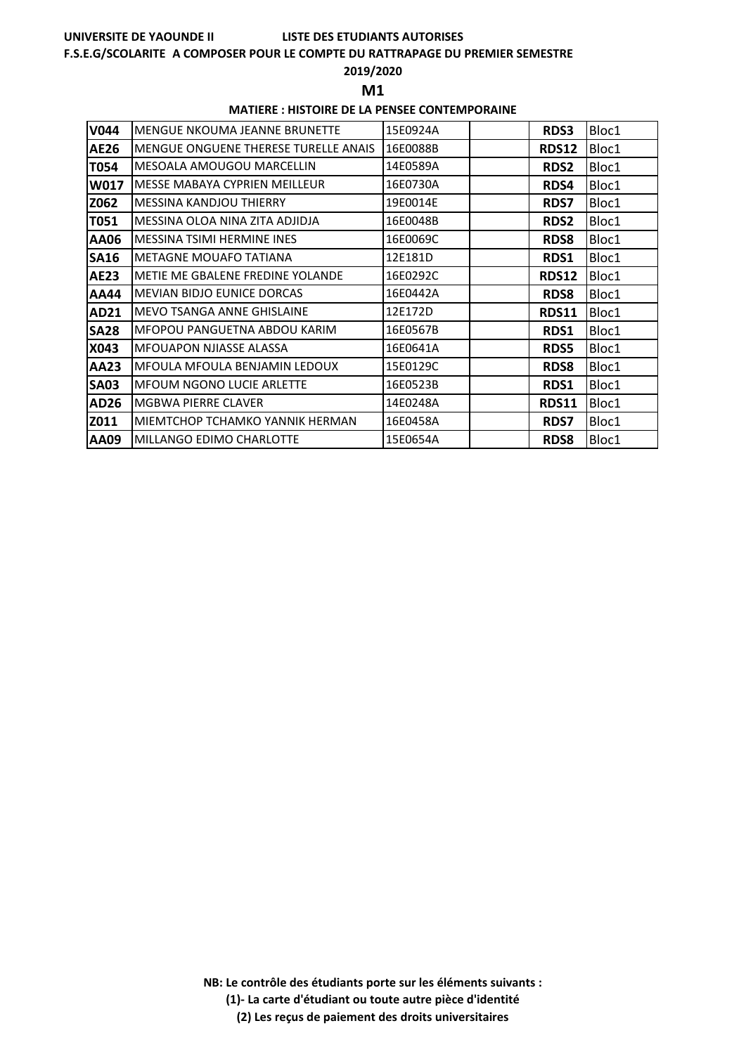UNIVERSITE DE YAOUNDE II LISTE DES ETUDIANTS AUTORISES

F.S.E.G/SCOLARITE A COMPOSER POUR LE COMPTE DU RATTRAPAGE DU PREMIER SEMESTRE

2019/2020

**M1**

**MATIERE : HISTOIRE DE LA PENSEE CONTEMPORAINE**

| | | | | | |
|---|---|---|---|---|---|
| **V044** | MENGUE NKOUMA JEANNE BRUNETTE | 15E0924A | | **RDS3** | Bloc1 |
| **AE26** | MENGUE ONGUENE THERESE TURELLE ANAIS | 16E0088B | | **RDS12** | Bloc1 |
| **T054** | MESOALA AMOUGOU MARCELLIN | 14E0589A | | **RDS2** | Bloc1 |
| **W017** | MESSE MABAYA CYPRIEN MEILLEUR | 16E0730A | | **RDS4** | Bloc1 |
| **Z062** | MESSINA KANDJOU THIERRY | 19E0014E | | **RDS7** | Bloc1 |
| **T051** | MESSINA OLOA NINA ZITA ADJIDJA | 16E0048B | | **RDS2** | Bloc1 |
| **AA06** | MESSINA TSIMI HERMINE INES | 16E0069C | | **RDS8** | Bloc1 |
| **SA16** | METAGNE MOUAFO TATIANA | 12E181D | | **RDS1** | Bloc1 |
| **AE23** | METIE ME GBALENE FREDINE YOLANDE | 16E0292C | | **RDS12** | Bloc1 |
| **AA44** | MEVIAN BIDJO EUNICE DORCAS | 16E0442A | | **RDS8** | Bloc1 |
| **AD21** | MEVO TSANGA ANNE GHISLAINE | 12E172D | | **RDS11** | Bloc1 |
| **SA28** | MFOPOU PANGUETNA ABDOU KARIM | 16E0567B | | **RDS1** | Bloc1 |
| **X043** | MFOUAPON NJIASSE ALASSA | 16E0641A | | **RDS5** | Bloc1 |
| **AA23** | MFOULA MFOULA BENJAMIN LEDOUX | 15E0129C | | **RDS8** | Bloc1 |
| **SA03** | MFOUM NGONO LUCIE ARLETTE | 16E0523B | | **RDS1** | Bloc1 |
| **AD26** | MGBWA PIERRE CLAVER | 14E0248A | | **RDS11** | Bloc1 |
| **Z011** | MIEMTCHOP TCHAMKO YANNIK HERMAN | 16E0458A | | **RDS7** | Bloc1 |
| **AA09** | MILLANGO EDIMO CHARLOTTE | 15E0654A | | **RDS8** | Bloc1 |

**NB: Le contrôle des étudiants porte sur les éléments suivants :**

**(1)- La carte d'étudiant ou toute autre pièce d'identité**

**(2) Les reçus de paiement des droits universitaires**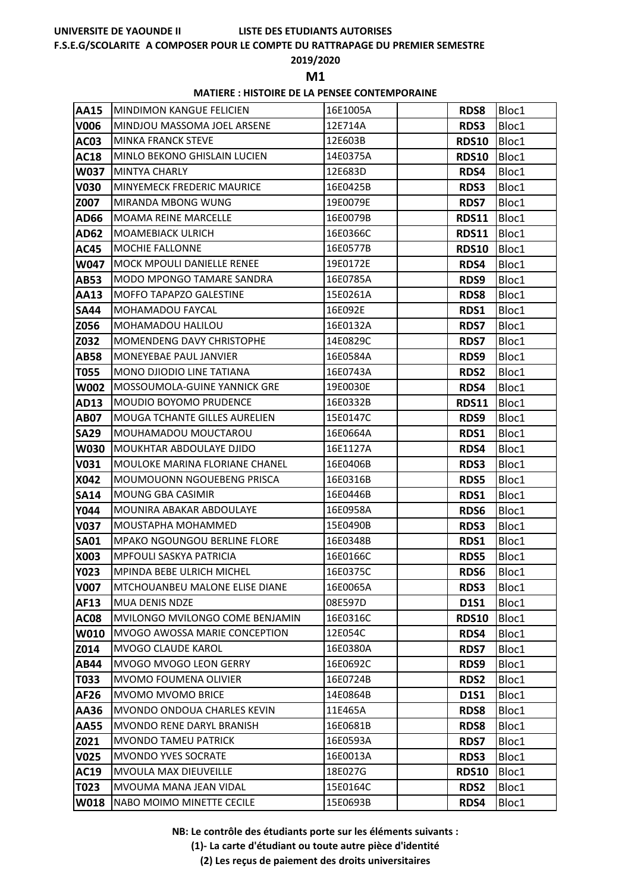**UNIVERSITE DE YAOUNDE II** **LISTE DES ETUDIANTS AUTORISES**

**F.S.E.G/SCOLARITE A COMPOSER POUR LE COMPTE DU RATTRAPAGE DU PREMIER SEMESTRE**

**2019/2020**

## M1

**MATIERE : HISTOIRE DE LA PENSEE CONTEMPORAINE**

| | | | | | |
|---|---|---|---|---|---|
| **AA15** | MINDIMON KANGUE FELICIEN | 16E1005A | | **RDS8** | Bloc1 |
| **V006** | MINDJOU MASSOMA JOEL ARSENE | 12E714A | | **RDS3** | Bloc1 |
| **AC03** | MINKA FRANCK STEVE | 12E603B | | **RDS10** | Bloc1 |
| **AC18** | MINLO BEKONO GHISLAIN LUCIEN | 14E0375A | | **RDS10** | Bloc1 |
| **W037** | MINTYA CHARLY | 12E683D | | **RDS4** | Bloc1 |
| **V030** | MINYEMECK FREDERIC MAURICE | 16E0425B | | **RDS3** | Bloc1 |
| **Z007** | MIRANDA MBONG WUNG | 19E0079E | | **RDS7** | Bloc1 |
| **AD66** | MOAMA REINE MARCELLE | 16E0079B | | **RDS11** | Bloc1 |
| **AD62** | MOAMEBIACK ULRICH | 16E0366C | | **RDS11** | Bloc1 |
| **AC45** | MOCHIE FALLONNE | 16E0577B | | **RDS10** | Bloc1 |
| **W047** | MOCK MPOULI DANIELLE RENEE | 19E0172E | | **RDS4** | Bloc1 |
| **AB53** | MODO MPONGO TAMARE SANDRA | 16E0785A | | **RDS9** | Bloc1 |
| **AA13** | MOFFO TAPAPZO GALESTINE | 15E0261A | | **RDS8** | Bloc1 |
| **SA44** | MOHAMADOU FAYCAL | 16E092E | | **RDS1** | Bloc1 |
| **Z056** | MOHAMADOU HALILOU | 16E0132A | | **RDS7** | Bloc1 |
| **Z032** | MOMENDENG DAVY CHRISTOPHE | 14E0829C | | **RDS7** | Bloc1 |
| **AB58** | MONEYEBAE PAUL JANVIER | 16E0584A | | **RDS9** | Bloc1 |
| **T055** | MONO DJIODIO LINE TATIANA | 16E0743A | | **RDS2** | Bloc1 |
| **W002** | MOSSOUMOLA-GUINE YANNICK GRE | 19E0030E | | **RDS4** | Bloc1 |
| **AD13** | MOUDIO BOYOMO PRUDENCE | 16E0332B | | **RDS11** | Bloc1 |
| **AB07** | MOUGA TCHANTE GILLES AURELIEN | 15E0147C | | **RDS9** | Bloc1 |
| **SA29** | MOUHAMADOU MOUCTAROU | 16E0664A | | **RDS1** | Bloc1 |
| **W030** | MOUKHTAR ABDOULAYE DJIDO | 16E1127A | | **RDS4** | Bloc1 |
| **V031** | MOULOKE MARINA FLORIANE CHANEL | 16E0406B | | **RDS3** | Bloc1 |
| **X042** | MOUMOUONN NGOUEBENG PRISCA | 16E0316B | | **RDS5** | Bloc1 |
| **SA14** | MOUNG GBA CASIMIR | 16E0446B | | **RDS1** | Bloc1 |
| **Y044** | MOUNIRA ABAKAR ABDOULAYE | 16E0958A | | **RDS6** | Bloc1 |
| **V037** | MOUSTAPHA MOHAMMED | 15E0490B | | **RDS3** | Bloc1 |
| **SA01** | MPAKO NGOUNGOU BERLINE FLORE | 16E0348B | | **RDS1** | Bloc1 |
| **X003** | MPFOULI SASKYA PATRICIA | 16E0166C | | **RDS5** | Bloc1 |
| **Y023** | MPINDA BEBE ULRICH MICHEL | 16E0375C | | **RDS6** | Bloc1 |
| **V007** | MTCHOUANBEU MALONE ELISE DIANE | 16E0065A | | **RDS3** | Bloc1 |
| **AF13** | MUA DENIS NDZE | 08E597D | | **D1S1** | Bloc1 |
| **AC08** | MVILONGO MVILONGO COME BENJAMIN | 16E0316C | | **RDS10** | Bloc1 |
| **W010** | MVOGO AWOSSA MARIE CONCEPTION | 12E054C | | **RDS4** | Bloc1 |
| **Z014** | MVOGO CLAUDE KAROL | 16E0380A | | **RDS7** | Bloc1 |
| **AB44** | MVOGO MVOGO LEON GERRY | 16E0692C | | **RDS9** | Bloc1 |
| **T033** | MVOMO FOUMENA OLIVIER | 16E0724B | | **RDS2** | Bloc1 |
| **AF26** | MVOMO MVOMO BRICE | 14E0864B | | **D1S1** | Bloc1 |
| **AA36** | MVONDO ONDOUA CHARLES KEVIN | 11E465A | | **RDS8** | Bloc1 |
| **AA55** | MVONDO RENE DARYL BRANISH | 16E0681B | | **RDS8** | Bloc1 |
| **Z021** | MVONDO TAMEU PATRICK | 16E0593A | | **RDS7** | Bloc1 |
| **V025** | MVONDO YVES SOCRATE | 16E0013A | | **RDS3** | Bloc1 |
| **AC19** | MVOULA MAX DIEUVEILLE | 18E027G | | **RDS10** | Bloc1 |
| **T023** | MVOUMA MANA JEAN VIDAL | 15E0164C | | **RDS2** | Bloc1 |
| **W018** | NABO MOIMO MINETTE CECILE | 15E0693B | | **RDS4** | Bloc1 |

**NB: Le contrôle des étudiants porte sur les éléments suivants :**

**(1)- La carte d'étudiant ou toute autre pièce d'identité**

**(2) Les reçus de paiement des droits universitaires**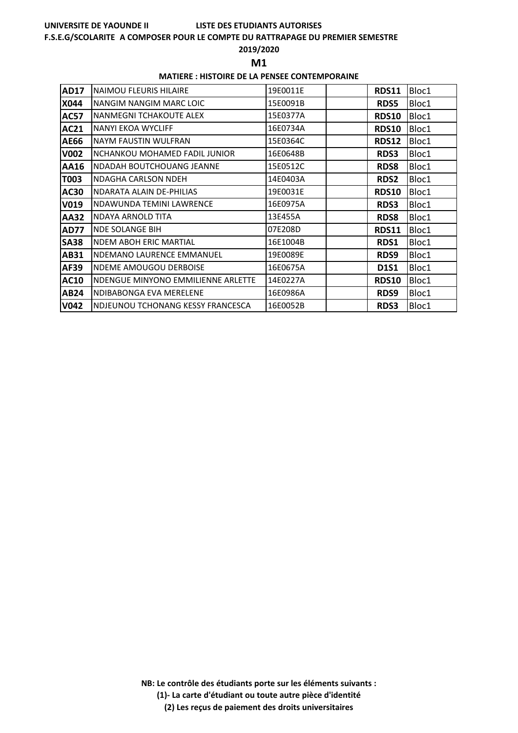UNIVERSITE DE YAOUNDE II LISTE DES ETUDIANTS AUTORISES

F.S.E.G/SCOLARITE A COMPOSER POUR LE COMPTE DU RATTRAPAGE DU PREMIER SEMESTRE

2019/2020

**M1**

**MATIERE : HISTOIRE DE LA PENSEE CONTEMPORAINE**

| | | | | | |
|---|---|---|---|---|---|
| **AD17** | NAIMOU FLEURIS HILAIRE | 19E0011E | | **RDS11** | Bloc1 |
| **X044** | NANGIM NANGIM MARC LOIC | 15E0091B | | **RDS5** | Bloc1 |
| **AC57** | NANMEGNI TCHAKOUTE ALEX | 15E0377A | | **RDS10** | Bloc1 |
| **AC21** | NANYI EKOA WYCLIFF | 16E0734A | | **RDS10** | Bloc1 |
| **AE66** | NAYM FAUSTIN WULFRAN | 15E0364C | | **RDS12** | Bloc1 |
| **V002** | NCHANKOU MOHAMED FADIL JUNIOR | 16E0648B | | **RDS3** | Bloc1 |
| **AA16** | NDADAH BOUTCHOUANG JEANNE | 15E0512C | | **RDS8** | Bloc1 |
| **T003** | NDAGHA CARLSON NDEH | 14E0403A | | **RDS2** | Bloc1 |
| **AC30** | NDARATA ALAIN DE-PHILIAS | 19E0031E | | **RDS10** | Bloc1 |
| **V019** | NDAWUNDA TEMINI LAWRENCE | 16E0975A | | **RDS3** | Bloc1 |
| **AA32** | NDAYA ARNOLD TITA | 13E455A | | **RDS8** | Bloc1 |
| **AD77** | NDE SOLANGE BIH | 07E208D | | **RDS11** | Bloc1 |
| **SA38** | NDEM ABOH ERIC MARTIAL | 16E1004B | | **RDS1** | Bloc1 |
| **AB31** | NDEMANO LAURENCE EMMANUEL | 19E0089E | | **RDS9** | Bloc1 |
| **AF39** | NDEME AMOUGOU DERBOISE | 16E0675A | | **D1S1** | Bloc1 |
| **AC10** | NDENGUE MINYONO EMMILIENNE ARLETTE | 14E0227A | | **RDS10** | Bloc1 |
| **AB24** | NDIBABONGA EVA MERELENE | 16E0986A | | **RDS9** | Bloc1 |
| **V042** | NDJEUNOU TCHONANG KESSY FRANCESCA | 16E0052B | | **RDS3** | Bloc1 |

**NB: Le contrôle des étudiants porte sur les éléments suivants :**

**(1)- La carte d'étudiant ou toute autre pièce d'identité**

**(2) Les reçus de paiement des droits universitaires**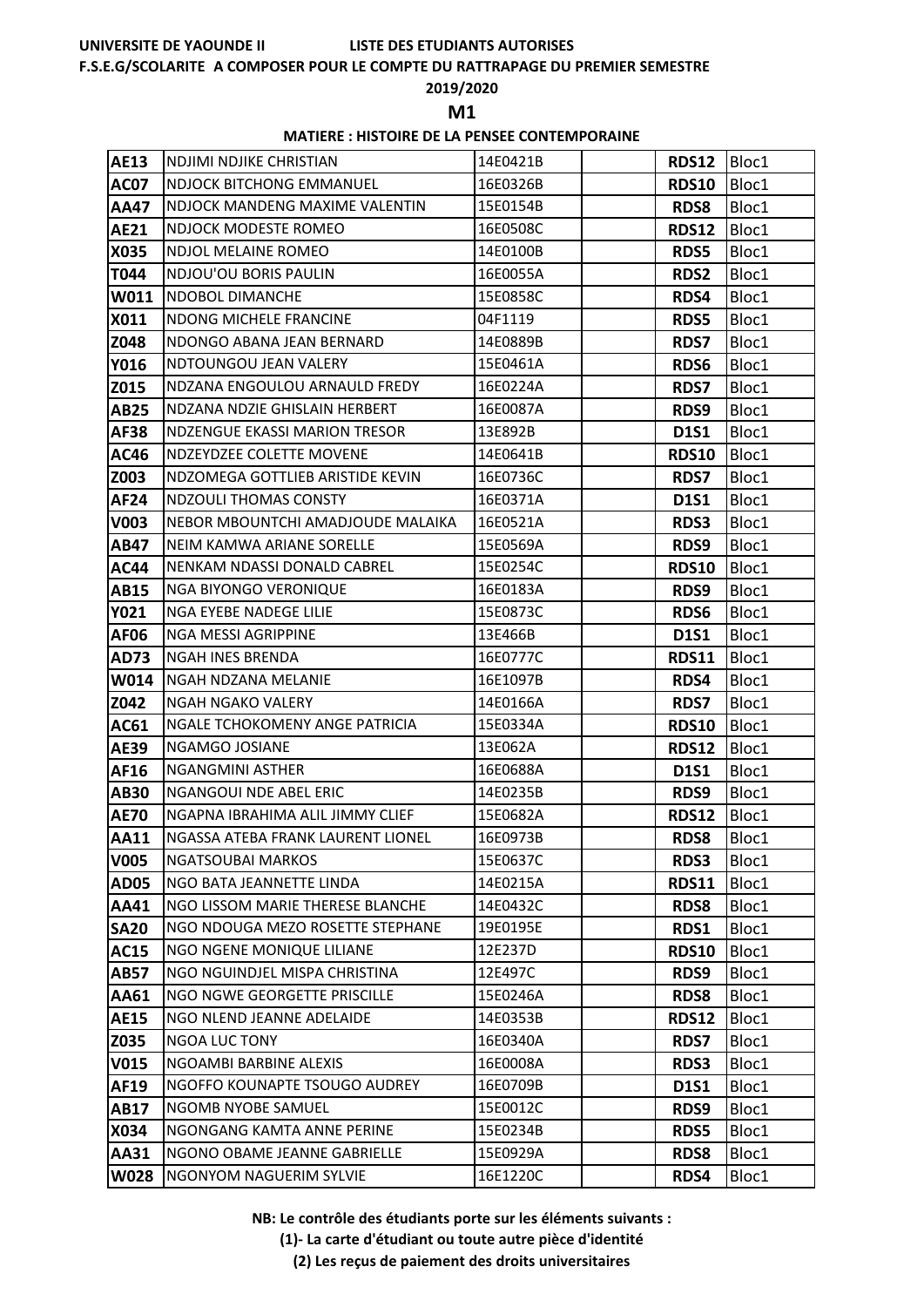**UNIVERSITE DE YAOUNDE II** **LISTE DES ETUDIANTS AUTORISES**

**F.S.E.G/SCOLARITE A COMPOSER POUR LE COMPTE DU RATTRAPAGE DU PREMIER SEMESTRE**

**2019/2020**

## M1

**MATIERE : HISTOIRE DE LA PENSEE CONTEMPORAINE**

| | | | | | |
|---|---|---|---|---|---|
| **AE13** | NDJIMI NDJIKE CHRISTIAN | 14E0421B | | **RDS12** | Bloc1 |
| **AC07** | NDJOCK BITCHONG EMMANUEL | 16E0326B | | **RDS10** | Bloc1 |
| **AA47** | NDJOCK MANDENG MAXIME VALENTIN | 15E0154B | | **RDS8** | Bloc1 |
| **AE21** | NDJOCK MODESTE ROMEO | 16E0508C | | **RDS12** | Bloc1 |
| **X035** | NDJOL MELAINE ROMEO | 14E0100B | | **RDS5** | Bloc1 |
| **T044** | NDJOU'OU BORIS PAULIN | 16E0055A | | **RDS2** | Bloc1 |
| **W011** | NDOBOL DIMANCHE | 15E0858C | | **RDS4** | Bloc1 |
| **X011** | NDONG MICHELE FRANCINE | 04F1119 | | **RDS5** | Bloc1 |
| **Z048** | NDONGO ABANA JEAN BERNARD | 14E0889B | | **RDS7** | Bloc1 |
| **Y016** | NDTOUNGOU JEAN VALERY | 15E0461A | | **RDS6** | Bloc1 |
| **Z015** | NDZANA ENGOULOU ARNAULD FREDY | 16E0224A | | **RDS7** | Bloc1 |
| **AB25** | NDZANA NDZIE GHISLAIN HERBERT | 16E0087A | | **RDS9** | Bloc1 |
| **AF38** | NDZENGUE EKASSI MARION TRESOR | 13E892B | | **D1S1** | Bloc1 |
| **AC46** | NDZEYDZEE COLETTE MOVENE | 14E0641B | | **RDS10** | Bloc1 |
| **Z003** | NDZOMEGA GOTTLIEB ARISTIDE KEVIN | 16E0736C | | **RDS7** | Bloc1 |
| **AF24** | NDZOULI THOMAS CONSTY | 16E0371A | | **D1S1** | Bloc1 |
| **V003** | NEBOR MBOUNTCHI AMADJOUDE MALAIKA | 16E0521A | | **RDS3** | Bloc1 |
| **AB47** | NEIM KAMWA ARIANE SORELLE | 15E0569A | | **RDS9** | Bloc1 |
| **AC44** | NENKAM NDASSI DONALD CABREL | 15E0254C | | **RDS10** | Bloc1 |
| **AB15** | NGA BIYONGO VERONIQUE | 16E0183A | | **RDS9** | Bloc1 |
| **Y021** | NGA EYEBE NADEGE LILIE | 15E0873C | | **RDS6** | Bloc1 |
| **AF06** | NGA MESSI AGRIPPINE | 13E466B | | **D1S1** | Bloc1 |
| **AD73** | NGAH INES BRENDA | 16E0777C | | **RDS11** | Bloc1 |
| **W014** | NGAH NDZANA MELANIE | 16E1097B | | **RDS4** | Bloc1 |
| **Z042** | NGAH NGAKO VALERY | 14E0166A | | **RDS7** | Bloc1 |
| **AC61** | NGALE TCHOKOMENY ANGE PATRICIA | 15E0334A | | **RDS10** | Bloc1 |
| **AE39** | NGAMGO JOSIANE | 13E062A | | **RDS12** | Bloc1 |
| **AF16** | NGANGMINI ASTHER | 16E0688A | | **D1S1** | Bloc1 |
| **AB30** | NGANGOUI NDE ABEL ERIC | 14E0235B | | **RDS9** | Bloc1 |
| **AE70** | NGAPNA IBRAHIMA ALIL JIMMY CLIEF | 15E0682A | | **RDS12** | Bloc1 |
| **AA11** | NGASSA ATEBA FRANK LAURENT LIONEL | 16E0973B | | **RDS8** | Bloc1 |
| **V005** | NGATSOUBAI MARKOS | 15E0637C | | **RDS3** | Bloc1 |
| **AD05** | NGO BATA JEANNETTE LINDA | 14E0215A | | **RDS11** | Bloc1 |
| **AA41** | NGO LISSOM MARIE THERESE BLANCHE | 14E0432C | | **RDS8** | Bloc1 |
| **SA20** | NGO NDOUGA MEZO ROSETTE STEPHANE | 19E0195E | | **RDS1** | Bloc1 |
| **AC15** | NGO NGENE MONIQUE LILIANE | 12E237D | | **RDS10** | Bloc1 |
| **AB57** | NGO NGUINDJEL MISPA CHRISTINA | 12E497C | | **RDS9** | Bloc1 |
| **AA61** | NGO NGWE GEORGETTE PRISCILLE | 15E0246A | | **RDS8** | Bloc1 |
| **AE15** | NGO NLEND JEANNE ADELAIDE | 14E0353B | | **RDS12** | Bloc1 |
| **Z035** | NGOA LUC TONY | 16E0340A | | **RDS7** | Bloc1 |
| **V015** | NGOAMBI BARBINE ALEXIS | 16E0008A | | **RDS3** | Bloc1 |
| **AF19** | NGOFFO KOUNAPTE TSOUGO AUDREY | 16E0709B | | **D1S1** | Bloc1 |
| **AB17** | NGOMB NYOBE SAMUEL | 15E0012C | | **RDS9** | Bloc1 |
| **X034** | NGONGANG KAMTA ANNE PERINE | 15E0234B | | **RDS5** | Bloc1 |
| **AA31** | NGONO OBAME JEANNE GABRIELLE | 15E0929A | | **RDS8** | Bloc1 |
| **W028** | NGONYOM NAGUERIM SYLVIE | 16E1220C | | **RDS4** | Bloc1 |

**NB: Le contrôle des étudiants porte sur les éléments suivants :**

**(1)- La carte d'étudiant ou toute autre pièce d'identité**

**(2) Les reçus de paiement des droits universitaires**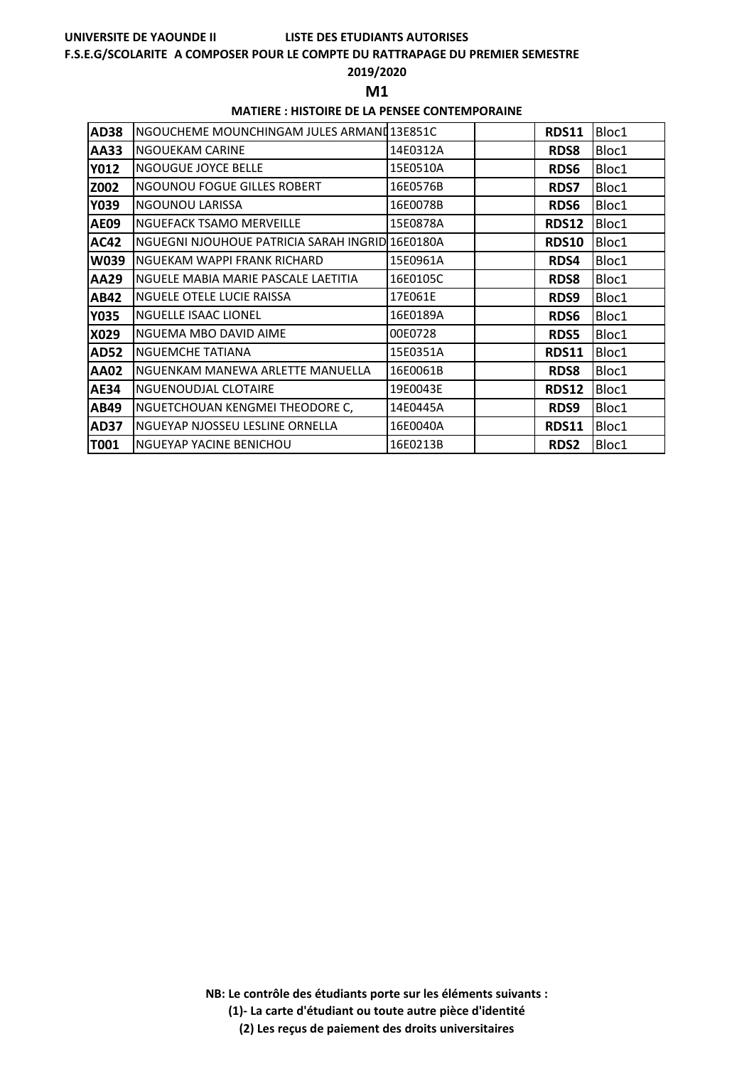**UNIVERSITE DE YAOUNDE II** **LISTE DES ETUDIANTS AUTORISES**

**F.S.E.G/SCOLARITE A COMPOSER POUR LE COMPTE DU RATTRAPAGE DU PREMIER SEMESTRE**

**2019/2020**

**M1**

**MATIERE : HISTOIRE DE LA PENSEE CONTEMPORAINE**

| | | | | | |
|---|---|---|---|---|---|
| **AD38** | NGOUCHEME MOUNCHINGAM JULES ARMANI | 13E851C | | **RDS11** | Bloc1 |
| **AA33** | NGOUEKAM CARINE | 14E0312A | | **RDS8** | Bloc1 |
| **Y012** | NGOUGUE JOYCE BELLE | 15E0510A | | **RDS6** | Bloc1 |
| **Z002** | NGOUNOU FOGUE GILLES ROBERT | 16E0576B | | **RDS7** | Bloc1 |
| **Y039** | NGOUNOU LARISSA | 16E0078B | | **RDS6** | Bloc1 |
| **AE09** | NGUEFACK TSAMO MERVEILLE | 15E0878A | | **RDS12** | Bloc1 |
| **AC42** | NGUEGNI NJOUHOUE PATRICIA SARAH INGRID | 16E0180A | | **RDS10** | Bloc1 |
| **W039** | NGUEKAM WAPPI FRANK RICHARD | 15E0961A | | **RDS4** | Bloc1 |
| **AA29** | NGUELE MABIA MARIE PASCALE LAETITIA | 16E0105C | | **RDS8** | Bloc1 |
| **AB42** | NGUELE OTELE LUCIE RAISSA | 17E061E | | **RDS9** | Bloc1 |
| **Y035** | NGUELLE ISAAC LIONEL | 16E0189A | | **RDS6** | Bloc1 |
| **X029** | NGUEMA MBO DAVID AIME | 00E0728 | | **RDS5** | Bloc1 |
| **AD52** | NGUEMCHE TATIANA | 15E0351A | | **RDS11** | Bloc1 |
| **AA02** | NGUENKAM MANEWA ARLETTE MANUELLA | 16E0061B | | **RDS8** | Bloc1 |
| **AE34** | NGUENOUDJAL CLOTAIRE | 19E0043E | | **RDS12** | Bloc1 |
| **AB49** | NGUETCHOUAN KENGMEI THEODORE C, | 14E0445A | | **RDS9** | Bloc1 |
| **AD37** | NGUEYAP NJOSSEU LESLINE ORNELLA | 16E0040A | | **RDS11** | Bloc1 |
| **T001** | NGUEYAP YACINE BENICHOU | 16E0213B | | **RDS2** | Bloc1 |

**NB: Le contrôle des étudiants porte sur les éléments suivants :**

**(1)- La carte d'étudiant ou toute autre pièce d'identité**

**(2) Les reçus de paiement des droits universitaires**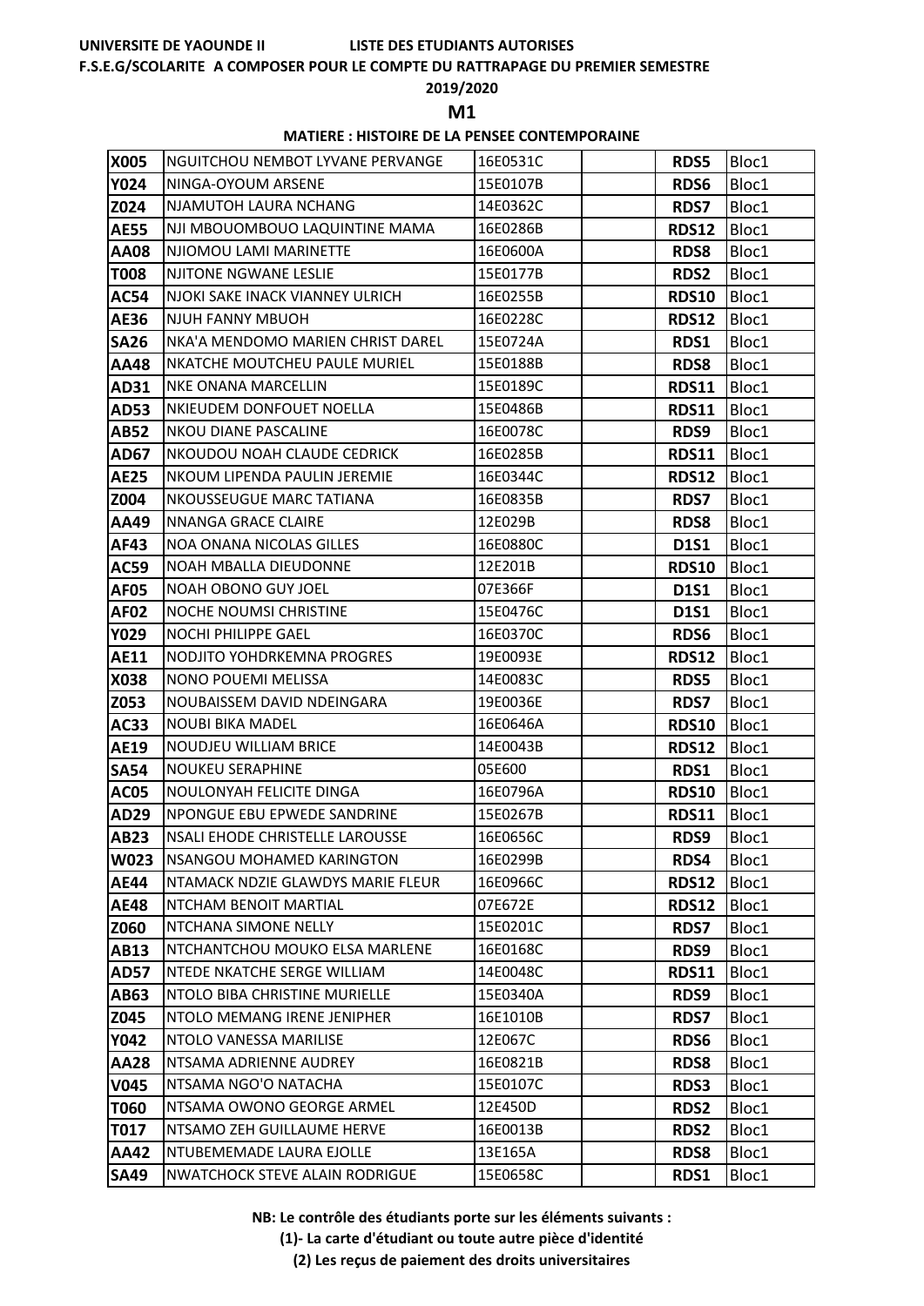**UNIVERSITE DE YAOUNDE II** **LISTE DES ETUDIANTS AUTORISES**

**F.S.E.G/SCOLARITE A COMPOSER POUR LE COMPTE DU RATTRAPAGE DU PREMIER SEMESTRE**

**2019/2020**

## M1

**MATIERE : HISTOIRE DE LA PENSEE CONTEMPORAINE**

| | | | | | |
|---|---|---|---|---|---|
| **X005** | NGUITCHOU NEMBOT LYVANE PERVANGE | 16E0531C | | **RDS5** | Bloc1 |
| **Y024** | NINGA-OYOUM ARSENE | 15E0107B | | **RDS6** | Bloc1 |
| **Z024** | NJAMUTOH LAURA NCHANG | 14E0362C | | **RDS7** | Bloc1 |
| **AE55** | NJI MBOUOMBOUO LAQUINTINE MAMA | 16E0286B | | **RDS12** | Bloc1 |
| **AA08** | NJIOMOU LAMI MARINETTE | 16E0600A | | **RDS8** | Bloc1 |
| **T008** | NJITONE NGWANE LESLIE | 15E0177B | | **RDS2** | Bloc1 |
| **AC54** | NJOKI SAKE INACK VIANNEY ULRICH | 16E0255B | | **RDS10** | Bloc1 |
| **AE36** | NJUH FANNY MBUOH | 16E0228C | | **RDS12** | Bloc1 |
| **SA26** | NKA'A MENDOMO MARIEN CHRIST DAREL | 15E0724A | | **RDS1** | Bloc1 |
| **AA48** | NKATCHE MOUTCHEU PAULE MURIEL | 15E0188B | | **RDS8** | Bloc1 |
| **AD31** | NKE ONANA MARCELLIN | 15E0189C | | **RDS11** | Bloc1 |
| **AD53** | NKIEUDEM DONFOUET NOELLA | 15E0486B | | **RDS11** | Bloc1 |
| **AB52** | NKOU DIANE PASCALINE | 16E0078C | | **RDS9** | Bloc1 |
| **AD67** | NKOUDOU NOAH CLAUDE CEDRICK | 16E0285B | | **RDS11** | Bloc1 |
| **AE25** | NKOUM LIPENDA PAULIN JEREMIE | 16E0344C | | **RDS12** | Bloc1 |
| **Z004** | NKOUSSEUGUE MARC TATIANA | 16E0835B | | **RDS7** | Bloc1 |
| **AA49** | NNANGA GRACE CLAIRE | 12E029B | | **RDS8** | Bloc1 |
| **AF43** | NOA ONANA NICOLAS GILLES | 16E0880C | | **D1S1** | Bloc1 |
| **AC59** | NOAH MBALLA DIEUDONNE | 12E201B | | **RDS10** | Bloc1 |
| **AF05** | NOAH OBONO GUY JOEL | 07E366F | | **D1S1** | Bloc1 |
| **AF02** | NOCHE NOUMSI CHRISTINE | 15E0476C | | **D1S1** | Bloc1 |
| **Y029** | NOCHI PHILIPPE GAEL | 16E0370C | | **RDS6** | Bloc1 |
| **AE11** | NODJITO YOHDRKEMNA PROGRES | 19E0093E | | **RDS12** | Bloc1 |
| **X038** | NONO POUEMI MELISSA | 14E0083C | | **RDS5** | Bloc1 |
| **Z053** | NOUBAISSEM DAVID NDEINGARA | 19E0036E | | **RDS7** | Bloc1 |
| **AC33** | NOUBI BIKA MADEL | 16E0646A | | **RDS10** | Bloc1 |
| **AE19** | NOUDJEU WILLIAM BRICE | 14E0043B | | **RDS12** | Bloc1 |
| **SA54** | NOUKEU SERAPHINE | 05E600 | | **RDS1** | Bloc1 |
| **AC05** | NOULONYAH FELICITE DINGA | 16E0796A | | **RDS10** | Bloc1 |
| **AD29** | NPONGUE EBU EPWEDE SANDRINE | 15E0267B | | **RDS11** | Bloc1 |
| **AB23** | NSALI EHODE CHRISTELLE LAROUSSE | 16E0656C | | **RDS9** | Bloc1 |
| **W023** | NSANGOU MOHAMED KARINGTON | 16E0299B | | **RDS4** | Bloc1 |
| **AE44** | NTAMACK NDZIE GLAWDYS MARIE FLEUR | 16E0966C | | **RDS12** | Bloc1 |
| **AE48** | NTCHAM BENOIT MARTIAL | 07E672E | | **RDS12** | Bloc1 |
| **Z060** | NTCHANA SIMONE NELLY | 15E0201C | | **RDS7** | Bloc1 |
| **AB13** | NTCHANTCHOU MOUKO ELSA MARLENE | 16E0168C | | **RDS9** | Bloc1 |
| **AD57** | NTEDE NKATCHE SERGE WILLIAM | 14E0048C | | **RDS11** | Bloc1 |
| **AB63** | NTOLO BIBA CHRISTINE MURIELLE | 15E0340A | | **RDS9** | Bloc1 |
| **Z045** | NTOLO MEMANG IRENE JENIPHER | 16E1010B | | **RDS7** | Bloc1 |
| **Y042** | NTOLO VANESSA MARILISE | 12E067C | | **RDS6** | Bloc1 |
| **AA28** | NTSAMA ADRIENNE AUDREY | 16E0821B | | **RDS8** | Bloc1 |
| **V045** | NTSAMA NGO'O NATACHA | 15E0107C | | **RDS3** | Bloc1 |
| **T060** | NTSAMA OWONO GEORGE ARMEL | 12E450D | | **RDS2** | Bloc1 |
| **T017** | NTSAMO ZEH GUILLAUME HERVE | 16E0013B | | **RDS2** | Bloc1 |
| **AA42** | NTUBEMEMADE LAURA EJOLLE | 13E165A | | **RDS8** | Bloc1 |
| **SA49** | NWATCHOCK STEVE ALAIN RODRIGUE | 15E0658C | | **RDS1** | Bloc1 |

**NB: Le contrôle des étudiants porte sur les éléments suivants :**

**(1)- La carte d'étudiant ou toute autre pièce d'identité**

**(2) Les reçus de paiement des droits universitaires**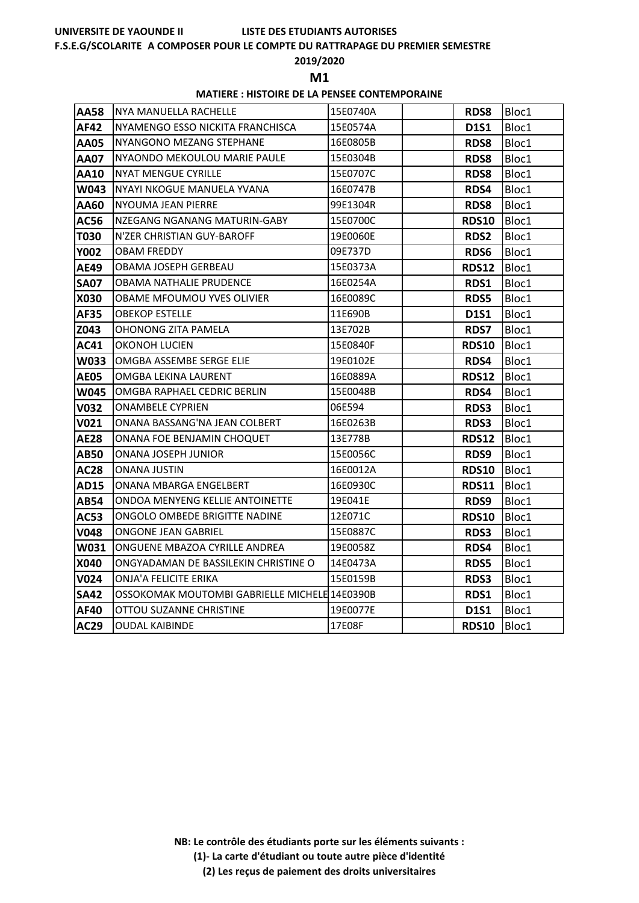**UNIVERSITE DE YAOUNDE II LISTE DES ETUDIANTS AUTORISES**

**F.S.E.G/SCOLARITE A COMPOSER POUR LE COMPTE DU RATTRAPAGE DU PREMIER SEMESTRE**

**2019/2020**

## M1

**MATIERE : HISTOIRE DE LA PENSEE CONTEMPORAINE**

| | | | | | |
|---|---|---|---|---|---|
| **AA58** | NYA MANUELLA RACHELLE | 15E0740A | | **RDS8** | Bloc1 |
| **AF42** | NYAMENGO ESSO NICKITA FRANCHISCA | 15E0574A | | **D1S1** | Bloc1 |
| **AA05** | NYANGONO MEZANG STEPHANE | 16E0805B | | **RDS8** | Bloc1 |
| **AA07** | NYAONDO MEKOULOU MARIE PAULE | 15E0304B | | **RDS8** | Bloc1 |
| **AA10** | NYAT MENGUE CYRILLE | 15E0707C | | **RDS8** | Bloc1 |
| **W043** | NYAYI NKOGUE MANUELA YVANA | 16E0747B | | **RDS4** | Bloc1 |
| **AA60** | NYOUMA JEAN PIERRE | 99E1304R | | **RDS8** | Bloc1 |
| **AC56** | NZEGANG NGANANG MATURIN-GABY | 15E0700C | | **RDS10** | Bloc1 |
| **T030** | N'ZER CHRISTIAN GUY-BAROFF | 19E0060E | | **RDS2** | Bloc1 |
| **Y002** | OBAM FREDDY | 09E737D | | **RDS6** | Bloc1 |
| **AE49** | OBAMA JOSEPH GERBEAU | 15E0373A | | **RDS12** | Bloc1 |
| **SA07** | OBAMA NATHALIE PRUDENCE | 16E0254A | | **RDS1** | Bloc1 |
| **X030** | OBAME MFOUMOU YVES OLIVIER | 16E0089C | | **RDS5** | Bloc1 |
| **AF35** | OBEKOP ESTELLE | 11E690B | | **D1S1** | Bloc1 |
| **Z043** | OHONONG ZITA PAMELA | 13E702B | | **RDS7** | Bloc1 |
| **AC41** | OKONOH LUCIEN | 15E0840F | | **RDS10** | Bloc1 |
| **W033** | OMGBA ASSEMBE SERGE ELIE | 19E0102E | | **RDS4** | Bloc1 |
| **AE05** | OMGBA LEKINA LAURENT | 16E0889A | | **RDS12** | Bloc1 |
| **W045** | OMGBA RAPHAEL CEDRIC BERLIN | 15E0048B | | **RDS4** | Bloc1 |
| **V032** | ONAMBELE CYPRIEN | 06E594 | | **RDS3** | Bloc1 |
| **V021** | ONANA BASSANG'NA JEAN COLBERT | 16E0263B | | **RDS3** | Bloc1 |
| **AE28** | ONANA FOE BENJAMIN CHOQUET | 13E778B | | **RDS12** | Bloc1 |
| **AB50** | ONANA JOSEPH JUNIOR | 15E0056C | | **RDS9** | Bloc1 |
| **AC28** | ONANA JUSTIN | 16E0012A | | **RDS10** | Bloc1 |
| **AD15** | ONANA MBARGA ENGELBERT | 16E0930C | | **RDS11** | Bloc1 |
| **AB54** | ONDOA MENYENG KELLIE ANTOINETTE | 19E041E | | **RDS9** | Bloc1 |
| **AC53** | ONGOLO OMBEDE BRIGITTE NADINE | 12E071C | | **RDS10** | Bloc1 |
| **V048** | ONGONE JEAN GABRIEL | 15E0887C | | **RDS3** | Bloc1 |
| **W031** | ONGUENE MBAZOA CYRILLE ANDREA | 19E0058Z | | **RDS4** | Bloc1 |
| **X040** | ONGYADAMAN DE BASSILEKIN CHRISTINE O | 14E0473A | | **RDS5** | Bloc1 |
| **V024** | ONJA'A FELICITE ERIKA | 15E0159B | | **RDS3** | Bloc1 |
| **SA42** | OSSOKOMAK MOUTOMBI GABRIELLE MICHELE | 14E0390B | | **RDS1** | Bloc1 |
| **AF40** | OTTOU SUZANNE CHRISTINE | 19E0077E | | **D1S1** | Bloc1 |
| **AC29** | OUDAL KAIBINDE | 17E08F | | **RDS10** | Bloc1 |

**NB: Le contrôle des étudiants porte sur les éléments suivants :**

**(1)- La carte d'étudiant ou toute autre pièce d'identité**

**(2) Les reçus de paiement des droits universitaires**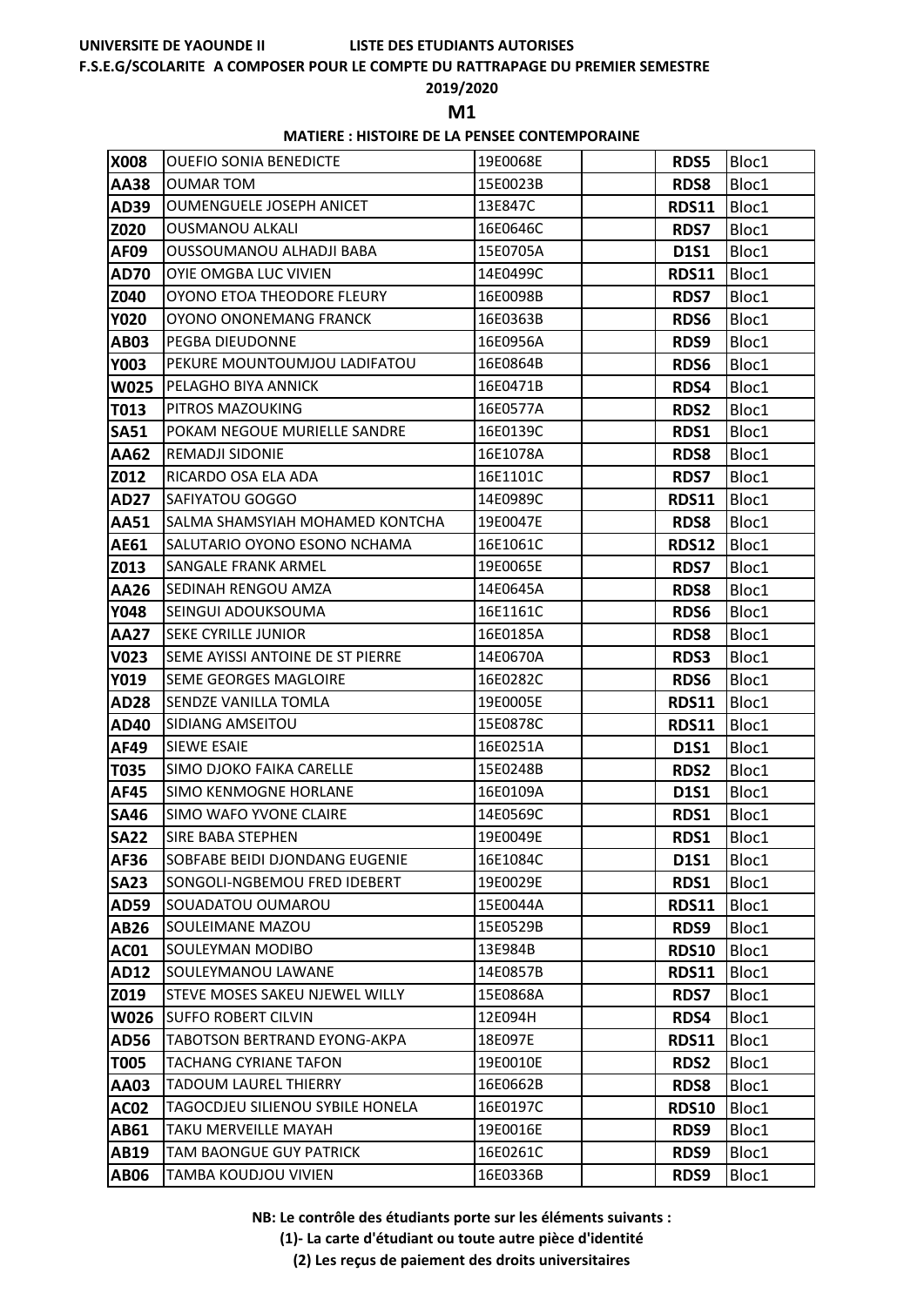**UNIVERSITE DE YAOUNDE II** **LISTE DES ETUDIANTS AUTORISES**

**F.S.E.G/SCOLARITE A COMPOSER POUR LE COMPTE DU RATTRAPAGE DU PREMIER SEMESTRE**

**2019/2020**

## M1

**MATIERE : HISTOIRE DE LA PENSEE CONTEMPORAINE**

| | | | | | |
|---|---|---|---|---|---|
| **X008** | OUEFIO SONIA BENEDICTE | 19E0068E | | **RDS5** | Bloc1 |
| **AA38** | OUMAR TOM | 15E0023B | | **RDS8** | Bloc1 |
| **AD39** | OUMENGUELE JOSEPH ANICET | 13E847C | | **RDS11** | Bloc1 |
| **Z020** | OUSMANOU ALKALI | 16E0646C | | **RDS7** | Bloc1 |
| **AF09** | OUSSOUMANOU ALHADJI BABA | 15E0705A | | **D1S1** | Bloc1 |
| **AD70** | OYIE OMGBA LUC VIVIEN | 14E0499C | | **RDS11** | Bloc1 |
| **Z040** | OYONO ETOA THEODORE FLEURY | 16E0098B | | **RDS7** | Bloc1 |
| **Y020** | OYONO ONONEMANG FRANCK | 16E0363B | | **RDS6** | Bloc1 |
| **AB03** | PEGBA DIEUDONNE | 16E0956A | | **RDS9** | Bloc1 |
| **Y003** | PEKURE MOUNTOUMJOU LADIFATOU | 16E0864B | | **RDS6** | Bloc1 |
| **W025** | PELAGHO BIYA ANNICK | 16E0471B | | **RDS4** | Bloc1 |
| **T013** | PITROS MAZOUKING | 16E0577A | | **RDS2** | Bloc1 |
| **SA51** | POKAM NEGOUE MURIELLE SANDRE | 16E0139C | | **RDS1** | Bloc1 |
| **AA62** | REMADJI SIDONIE | 16E1078A | | **RDS8** | Bloc1 |
| **Z012** | RICARDO OSA ELA ADA | 16E1101C | | **RDS7** | Bloc1 |
| **AD27** | SAFIYATOU GOGGO | 14E0989C | | **RDS11** | Bloc1 |
| **AA51** | SALMA SHAMSYIAH MOHAMED KONTCHA | 19E0047E | | **RDS8** | Bloc1 |
| **AE61** | SALUTARIO OYONO ESONO NCHAMA | 16E1061C | | **RDS12** | Bloc1 |
| **Z013** | SANGALE FRANK ARMEL | 19E0065E | | **RDS7** | Bloc1 |
| **AA26** | SEDINAH RENGOU AMZA | 14E0645A | | **RDS8** | Bloc1 |
| **Y048** | SEINGUI ADOUKSOUMA | 16E1161C | | **RDS6** | Bloc1 |
| **AA27** | SEKE CYRILLE JUNIOR | 16E0185A | | **RDS8** | Bloc1 |
| **V023** | SEME AYISSI ANTOINE DE ST PIERRE | 14E0670A | | **RDS3** | Bloc1 |
| **Y019** | SEME GEORGES MAGLOIRE | 16E0282C | | **RDS6** | Bloc1 |
| **AD28** | SENDZE VANILLA TOMLA | 19E0005E | | **RDS11** | Bloc1 |
| **AD40** | SIDIANG AMSEITOU | 15E0878C | | **RDS11** | Bloc1 |
| **AF49** | SIEWE ESAIE | 16E0251A | | **D1S1** | Bloc1 |
| **T035** | SIMO DJOKO FAIKA CARELLE | 15E0248B | | **RDS2** | Bloc1 |
| **AF45** | SIMO KENMOGNE HORLANE | 16E0109A | | **D1S1** | Bloc1 |
| **SA46** | SIMO WAFO YVONE CLAIRE | 14E0569C | | **RDS1** | Bloc1 |
| **SA22** | SIRE BABA STEPHEN | 19E0049E | | **RDS1** | Bloc1 |
| **AF36** | SOBFABE BEIDI DJONDANG EUGENIE | 16E1084C | | **D1S1** | Bloc1 |
| **SA23** | SONGOLI-NGBEMOU FRED IDEBERT | 19E0029E | | **RDS1** | Bloc1 |
| **AD59** | SOUADATOU OUMAROU | 15E0044A | | **RDS11** | Bloc1 |
| **AB26** | SOULEIMANE MAZOU | 15E0529B | | **RDS9** | Bloc1 |
| **AC01** | SOULEYMAN MODIBO | 13E984B | | **RDS10** | Bloc1 |
| **AD12** | SOULEYMANOU LAWANE | 14E0857B | | **RDS11** | Bloc1 |
| **Z019** | STEVE MOSES SAKEU NJEWEL WILLY | 15E0868A | | **RDS7** | Bloc1 |
| **W026** | SUFFO ROBERT CILVIN | 12E094H | | **RDS4** | Bloc1 |
| **AD56** | TABOTSON BERTRAND EYONG-AKPA | 18E097E | | **RDS11** | Bloc1 |
| **T005** | TACHANG CYRIANE TAFON | 19E0010E | | **RDS2** | Bloc1 |
| **AA03** | TADOUM LAUREL THIERRY | 16E0662B | | **RDS8** | Bloc1 |
| **AC02** | TAGOCDJEU SILIENOU SYBILE HONELA | 16E0197C | | **RDS10** | Bloc1 |
| **AB61** | TAKU MERVEILLE MAYAH | 19E0016E | | **RDS9** | Bloc1 |
| **AB19** | TAM BAONGUE GUY PATRICK | 16E0261C | | **RDS9** | Bloc1 |
| **AB06** | TAMBA KOUDJOU VIVIEN | 16E0336B | | **RDS9** | Bloc1 |

**NB: Le contrôle des étudiants porte sur les éléments suivants :**

**(1)- La carte d'étudiant ou toute autre pièce d'identité**

**(2) Les reçus de paiement des droits universitaires**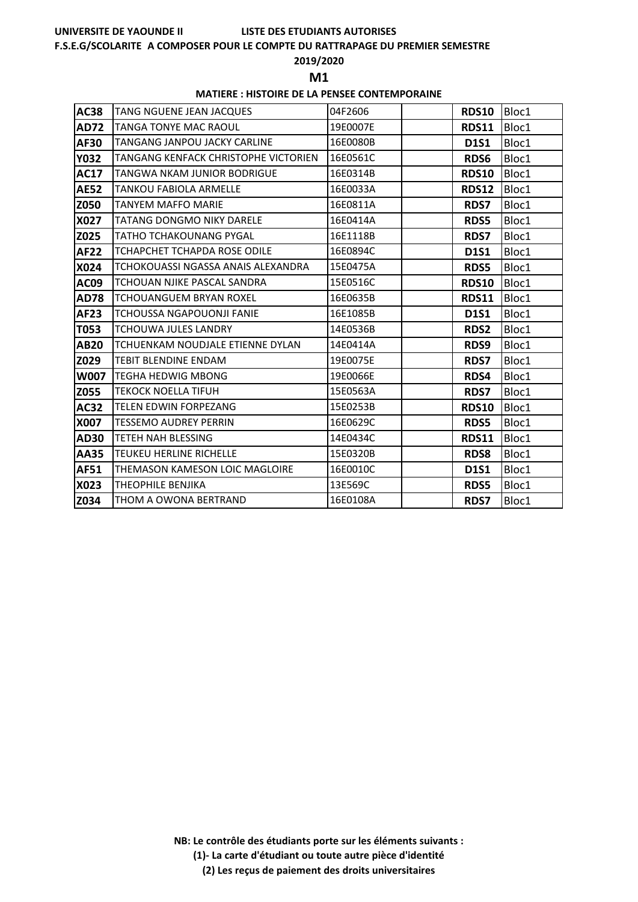**UNIVERSITE DE YAOUNDE II LISTE DES ETUDIANTS AUTORISES**

**F.S.E.G/SCOLARITE A COMPOSER POUR LE COMPTE DU RATTRAPAGE DU PREMIER SEMESTRE**

**2019/2020**

## M1

**MATIERE : HISTOIRE DE LA PENSEE CONTEMPORAINE**

| | | | | | |
|---|---|---|---|---|---|
| **AC38** | TANG NGUENE JEAN JACQUES | 04F2606 | | **RDS10** | Bloc1 |
| **AD72** | TANGA TONYE MAC RAOUL | 19E0007E | | **RDS11** | Bloc1 |
| **AF30** | TANGANG JANPOU JACKY CARLINE | 16E0080B | | **D1S1** | Bloc1 |
| **Y032** | TANGANG KENFACK CHRISTOPHE VICTORIEN | 16E0561C | | **RDS6** | Bloc1 |
| **AC17** | TANGWA NKAM JUNIOR BODRIGUE | 16E0314B | | **RDS10** | Bloc1 |
| **AE52** | TANKOU FABIOLA ARMELLE | 16E0033A | | **RDS12** | Bloc1 |
| **Z050** | TANYEM MAFFO MARIE | 16E0811A | | **RDS7** | Bloc1 |
| **X027** | TATANG DONGMO NIKY DARELE | 16E0414A | | **RDS5** | Bloc1 |
| **Z025** | TATHO TCHAKOUNANG PYGAL | 16E1118B | | **RDS7** | Bloc1 |
| **AF22** | TCHAPCHET TCHAPDA ROSE ODILE | 16E0894C | | **D1S1** | Bloc1 |
| **X024** | TCHOKOUASSI NGASSA ANAIS ALEXANDRA | 15E0475A | | **RDS5** | Bloc1 |
| **AC09** | TCHOUAN NJIKE PASCAL SANDRA | 15E0516C | | **RDS10** | Bloc1 |
| **AD78** | TCHOUANGUEM BRYAN ROXEL | 16E0635B | | **RDS11** | Bloc1 |
| **AF23** | TCHOUSSA NGAPOUONJI FANIE | 16E1085B | | **D1S1** | Bloc1 |
| **T053** | TCHOUWA JULES LANDRY | 14E0536B | | **RDS2** | Bloc1 |
| **AB20** | TCHUENKAM NOUDJALE ETIENNE DYLAN | 14E0414A | | **RDS9** | Bloc1 |
| **Z029** | TEBIT BLENDINE ENDAM | 19E0075E | | **RDS7** | Bloc1 |
| **W007** | TEGHA HEDWIG MBONG | 19E0066E | | **RDS4** | Bloc1 |
| **Z055** | TEKOCK NOELLA TIFUH | 15E0563A | | **RDS7** | Bloc1 |
| **AC32** | TELEN EDWIN FORPEZANG | 15E0253B | | **RDS10** | Bloc1 |
| **X007** | TESSEMO AUDREY PERRIN | 16E0629C | | **RDS5** | Bloc1 |
| **AD30** | TETEH NAH BLESSING | 14E0434C | | **RDS11** | Bloc1 |
| **AA35** | TEUKEU HERLINE RICHELLE | 15E0320B | | **RDS8** | Bloc1 |
| **AF51** | THEMASON KAMESON LOIC MAGLOIRE | 16E0010C | | **D1S1** | Bloc1 |
| **X023** | THEOPHILE BENJIKA | 13E569C | | **RDS5** | Bloc1 |
| **Z034** | THOM A OWONA BERTRAND | 16E0108A | | **RDS7** | Bloc1 |

**NB: Le contrôle des étudiants porte sur les éléments suivants :**

**(1)- La carte d'étudiant ou toute autre pièce d'identité**

**(2) Les reçus de paiement des droits universitaires**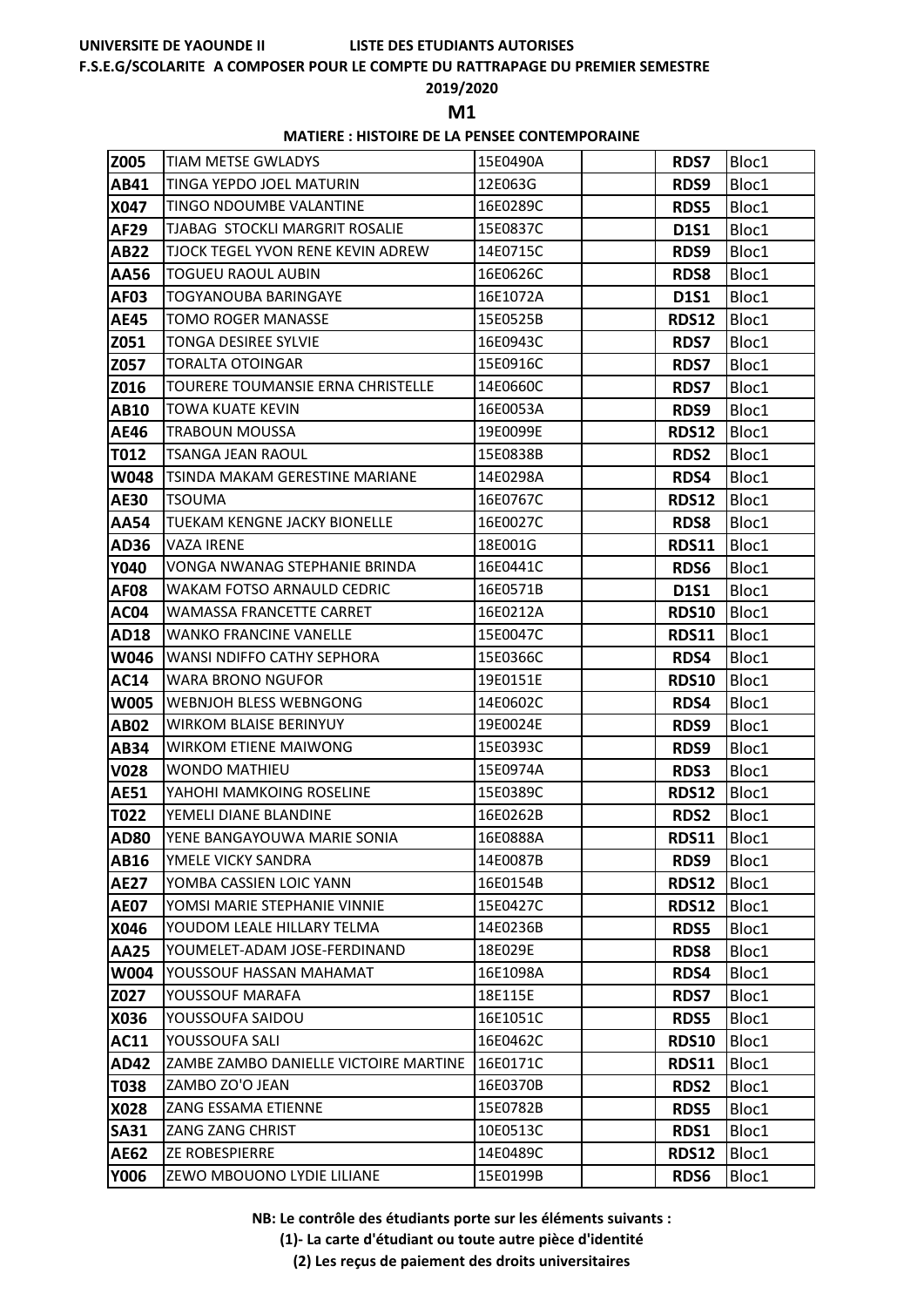UNIVERSITE DE YAOUNDE II LISTE DES ETUDIANTS AUTORISES

F.S.E.G/SCOLARITE A COMPOSER POUR LE COMPTE DU RATTRAPAGE DU PREMIER SEMESTRE

2019/2020

**M1**

**MATIERE : HISTOIRE DE LA PENSEE CONTEMPORAINE**

| | | | | | |
|---|---|---|---|---|---|
| **Z005** | TIAM METSE GWLADYS | 15E0490A | | **RDS7** | Bloc1 |
| **AB41** | TINGA YEPDO JOEL MATURIN | 12E063G | | **RDS9** | Bloc1 |
| **X047** | TINGO NDOUMBE VALANTINE | 16E0289C | | **RDS5** | Bloc1 |
| **AF29** | TJABAG STOCKLI MARGRIT ROSALIE | 15E0837C | | **D1S1** | Bloc1 |
| **AB22** | TJOCK TEGEL YVON RENE KEVIN ADREW | 14E0715C | | **RDS9** | Bloc1 |
| **AA56** | TOGUEU RAOUL AUBIN | 16E0626C | | **RDS8** | Bloc1 |
| **AF03** | TOGYANOUBA BARINGAYE | 16E1072A | | **D1S1** | Bloc1 |
| **AE45** | TOMO ROGER MANASSE | 15E0525B | | **RDS12** | Bloc1 |
| **Z051** | TONGA DESIREE SYLVIE | 16E0943C | | **RDS7** | Bloc1 |
| **Z057** | TORALTA OTOINGAR | 15E0916C | | **RDS7** | Bloc1 |
| **Z016** | TOURERE TOUMANSIE ERNA CHRISTELLE | 14E0660C | | **RDS7** | Bloc1 |
| **AB10** | TOWA KUATE KEVIN | 16E0053A | | **RDS9** | Bloc1 |
| **AE46** | TRABOUN MOUSSA | 19E0099E | | **RDS12** | Bloc1 |
| **T012** | TSANGA JEAN RAOUL | 15E0838B | | **RDS2** | Bloc1 |
| **W048** | TSINDA MAKAM GERESTINE MARIANE | 14E0298A | | **RDS4** | Bloc1 |
| **AE30** | TSOUMA | 16E0767C | | **RDS12** | Bloc1 |
| **AA54** | TUEKAM KENGNE JACKY BIONELLE | 16E0027C | | **RDS8** | Bloc1 |
| **AD36** | VAZA IRENE | 18E001G | | **RDS11** | Bloc1 |
| **Y040** | VONGA NWANAG STEPHANIE BRINDA | 16E0441C | | **RDS6** | Bloc1 |
| **AF08** | WAKAM FOTSO ARNAULD CEDRIC | 16E0571B | | **D1S1** | Bloc1 |
| **AC04** | WAMASSA FRANCETTE CARRET | 16E0212A | | **RDS10** | Bloc1 |
| **AD18** | WANKO FRANCINE VANELLE | 15E0047C | | **RDS11** | Bloc1 |
| **W046** | WANSI NDIFFO CATHY SEPHORA | 15E0366C | | **RDS4** | Bloc1 |
| **AC14** | WARA BRONO NGUFOR | 19E0151E | | **RDS10** | Bloc1 |
| **W005** | WEBNJOH BLESS WEBNGONG | 14E0602C | | **RDS4** | Bloc1 |
| **AB02** | WIRKOM BLAISE BERINYUY | 19E0024E | | **RDS9** | Bloc1 |
| **AB34** | WIRKOM ETIENE MAIWONG | 15E0393C | | **RDS9** | Bloc1 |
| **V028** | WONDO MATHIEU | 15E0974A | | **RDS3** | Bloc1 |
| **AE51** | YAHOHI MAMKOING ROSELINE | 15E0389C | | **RDS12** | Bloc1 |
| **T022** | YEMELI DIANE BLANDINE | 16E0262B | | **RDS2** | Bloc1 |
| **AD80** | YENE BANGAYOUWA MARIE SONIA | 16E0888A | | **RDS11** | Bloc1 |
| **AB16** | YMELE VICKY SANDRA | 14E0087B | | **RDS9** | Bloc1 |
| **AE27** | YOMBA CASSIEN LOIC YANN | 16E0154B | | **RDS12** | Bloc1 |
| **AE07** | YOMSI MARIE STEPHANIE VINNIE | 15E0427C | | **RDS12** | Bloc1 |
| **X046** | YOUDOM LEALE HILLARY TELMA | 14E0236B | | **RDS5** | Bloc1 |
| **AA25** | YOUMELET-ADAM JOSE-FERDINAND | 18E029E | | **RDS8** | Bloc1 |
| **W004** | YOUSSOUF HASSAN MAHAMAT | 16E1098A | | **RDS4** | Bloc1 |
| **Z027** | YOUSSOUF MARAFA | 18E115E | | **RDS7** | Bloc1 |
| **X036** | YOUSSOUFA SAIDOU | 16E1051C | | **RDS5** | Bloc1 |
| **AC11** | YOUSSOUFA SALI | 16E0462C | | **RDS10** | Bloc1 |
| **AD42** | ZAMBE ZAMBO DANIELLE VICTOIRE MARTINE | 16E0171C | | **RDS11** | Bloc1 |
| **T038** | ZAMBO ZO'O JEAN | 16E0370B | | **RDS2** | Bloc1 |
| **X028** | ZANG ESSAMA ETIENNE | 15E0782B | | **RDS5** | Bloc1 |
| **SA31** | ZANG ZANG CHRIST | 10E0513C | | **RDS1** | Bloc1 |
| **AE62** | ZE ROBESPIERRE | 14E0489C | | **RDS12** | Bloc1 |
| **Y006** | ZEWO MBOUONO LYDIE LILIANE | 15E0199B | | **RDS6** | Bloc1 |

**NB: Le contrôle des étudiants porte sur les éléments suivants :**

**(1)- La carte d'étudiant ou toute autre pièce d'identité**

**(2) Les reçus de paiement des droits universitaires**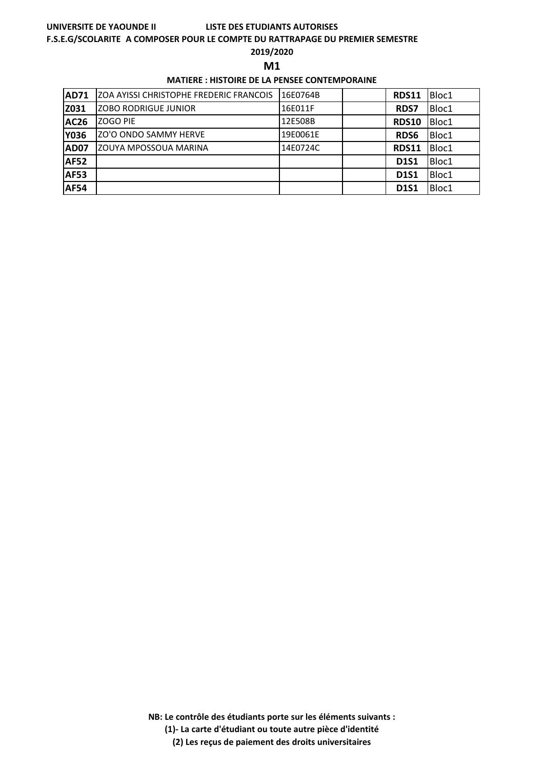UNIVERSITE DE YAOUNDE II LISTE DES ETUDIANTS AUTORISES

F.S.E.G/SCOLARITE A COMPOSER POUR LE COMPTE DU RATTRAPAGE DU PREMIER SEMESTRE

2019/2020

**M1**

**MATIERE : HISTOIRE DE LA PENSEE CONTEMPORAINE**

| | | | | | |
|---|---|---|---|---|---|
| **AD71** | ZOA AYISSI CHRISTOPHE FREDERIC FRANCOIS | 16E0764B | | **RDS11** | Bloc1 |
| **Z031** | ZOBO RODRIGUE JUNIOR | 16E011F | | **RDS7** | Bloc1 |
| **AC26** | ZOGO PIE | 12E508B | | **RDS10** | Bloc1 |
| **Y036** | ZO'O ONDO SAMMY HERVE | 19E0061E | | **RDS6** | Bloc1 |
| **AD07** | ZOUYA MPOSSOUA MARINA | 14E0724C | | **RDS11** | Bloc1 |
| **AF52** | | | | **D1S1** | Bloc1 |
| **AF53** | | | | **D1S1** | Bloc1 |
| **AF54** | | | | **D1S1** | Bloc1 |

**NB: Le contrôle des étudiants porte sur les éléments suivants :**

**(1)- La carte d'étudiant ou toute autre pièce d'identité**

**(2) Les reçus de paiement des droits universitaires**